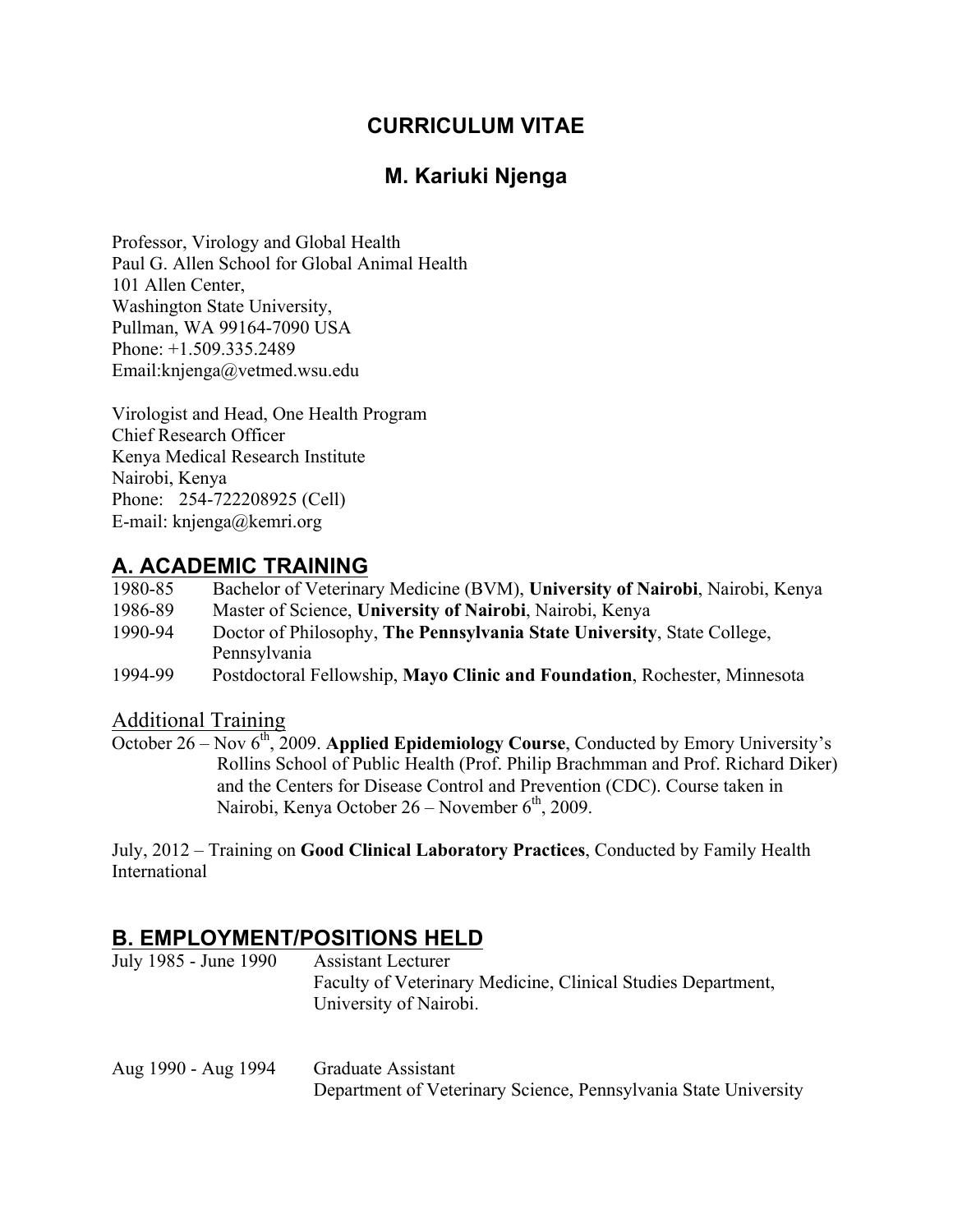# CURRICULUM VITAE

## M. Kariuki Njenga

Professor, Virology and Global Health
Paul G. Allen School for Global Animal Health
101 Allen Center,
Washington State University,
Pullman, WA 99164-7090 USA
Phone: +1.509.335.2489
Email:knjenga@vetmed.wsu.edu

Virologist and Head, One Health Program
Chief Research Officer
Kenya Medical Research Institute
Nairobi, Kenya
Phone: 254-722208925 (Cell)
E-mail: knjenga@kemri.org

## A. ACADEMIC TRAINING

1980-85 Bachelor of Veterinary Medicine (BVM), **University of Nairobi**, Nairobi, Kenya
1986-89 Master of Science, **University of Nairobi**, Nairobi, Kenya
1990-94 Doctor of Philosophy, **The Pennsylvania State University**, State College, Pennsylvania
1994-99 Postdoctoral Fellowship, **Mayo Clinic and Foundation**, Rochester, Minnesota

### Additional Training

October 26 – Nov 6th, 2009. **Applied Epidemiology Course**, Conducted by Emory University's Rollins School of Public Health (Prof. Philip Brachmman and Prof. Richard Diker) and the Centers for Disease Control and Prevention (CDC). Course taken in Nairobi, Kenya October 26 – November 6th, 2009.

July, 2012 – Training on **Good Clinical Laboratory Practices**, Conducted by Family Health International

## B. EMPLOYMENT/POSITIONS HELD

July 1985 - June 1990 Assistant Lecturer
Faculty of Veterinary Medicine, Clinical Studies Department, University of Nairobi.

Aug 1990 - Aug 1994 Graduate Assistant
Department of Veterinary Science, Pennsylvania State University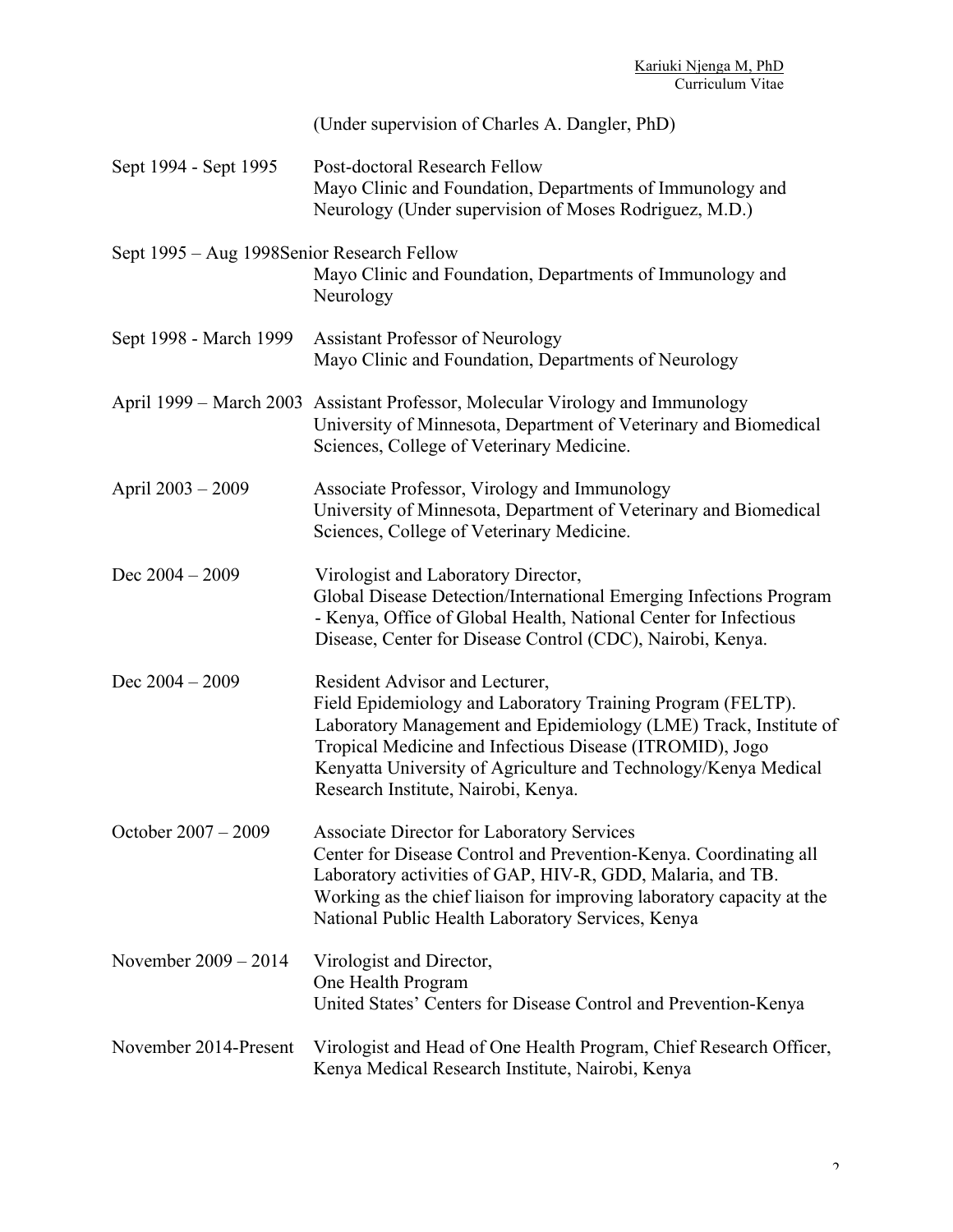(Under supervision of Charles A. Dangler, PhD)

Sept 1994 - Sept 1995 Post-doctoral Research Fellow
Mayo Clinic and Foundation, Departments of Immunology and Neurology (Under supervision of Moses Rodriguez, M.D.)

Sept 1995 – Aug 1998 Senior Research Fellow
Mayo Clinic and Foundation, Departments of Immunology and Neurology

Sept 1998 - March 1999 Assistant Professor of Neurology
Mayo Clinic and Foundation, Departments of Neurology

April 1999 – March 2003 Assistant Professor, Molecular Virology and Immunology
University of Minnesota, Department of Veterinary and Biomedical Sciences, College of Veterinary Medicine.

April 2003 – 2009 Associate Professor, Virology and Immunology
University of Minnesota, Department of Veterinary and Biomedical Sciences, College of Veterinary Medicine.

Dec 2004 – 2009 Virologist and Laboratory Director,
Global Disease Detection/International Emerging Infections Program - Kenya, Office of Global Health, National Center for Infectious Disease, Center for Disease Control (CDC), Nairobi, Kenya.

Dec 2004 – 2009 Resident Advisor and Lecturer,
Field Epidemiology and Laboratory Training Program (FELTP). Laboratory Management and Epidemiology (LME) Track, Institute of Tropical Medicine and Infectious Disease (ITROMID), Jogo Kenyatta University of Agriculture and Technology/Kenya Medical Research Institute, Nairobi, Kenya.

October 2007 – 2009 Associate Director for Laboratory Services
Center for Disease Control and Prevention-Kenya. Coordinating all Laboratory activities of GAP, HIV-R, GDD, Malaria, and TB. Working as the chief liaison for improving laboratory capacity at the National Public Health Laboratory Services, Kenya

November 2009 – 2014 Virologist and Director,
One Health Program
United States' Centers for Disease Control and Prevention-Kenya

November 2014-Present Virologist and Head of One Health Program, Chief Research Officer, Kenya Medical Research Institute, Nairobi, Kenya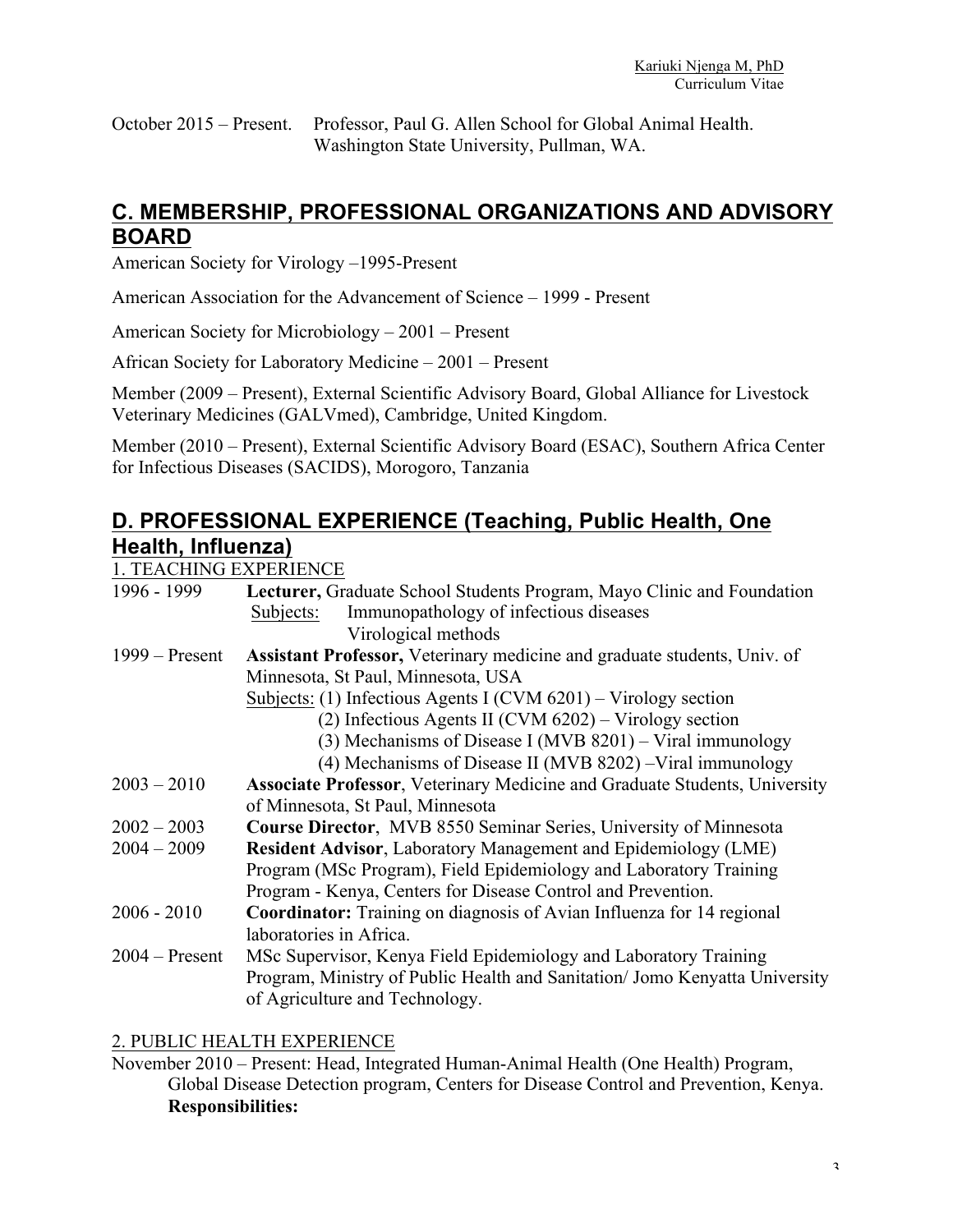October 2015 – Present. Professor, Paul G. Allen School for Global Animal Health. Washington State University, Pullman, WA.

## C. MEMBERSHIP, PROFESSIONAL ORGANIZATIONS AND ADVISORY BOARD

American Society for Virology –1995-Present

American Association for the Advancement of Science – 1999 - Present

American Society for Microbiology – 2001 – Present

African Society for Laboratory Medicine – 2001 – Present

Member (2009 – Present), External Scientific Advisory Board, Global Alliance for Livestock Veterinary Medicines (GALVmed), Cambridge, United Kingdom.

Member (2010 – Present), External Scientific Advisory Board (ESAC), Southern Africa Center for Infectious Diseases (SACIDS), Morogoro, Tanzania

## D. PROFESSIONAL EXPERIENCE (Teaching, Public Health, One Health, Influenza)

### 1. TEACHING EXPERIENCE

1996 - 1999 **Lecturer,** Graduate School Students Program, Mayo Clinic and Foundation
Subjects: Immunopathology of infectious diseases
Virological methods

1999 – Present **Assistant Professor,** Veterinary medicine and graduate students, Univ. of Minnesota, St Paul, Minnesota, USA
Subjects: (1) Infectious Agents I (CVM 6201) – Virology section
(2) Infectious Agents II (CVM 6202) – Virology section
(3) Mechanisms of Disease I (MVB 8201) – Viral immunology
(4) Mechanisms of Disease II (MVB 8202) –Viral immunology

2003 – 2010 **Associate Professor**, Veterinary Medicine and Graduate Students, University of Minnesota, St Paul, Minnesota

2002 – 2003 **Course Director**, MVB 8550 Seminar Series, University of Minnesota

2004 – 2009 **Resident Advisor**, Laboratory Management and Epidemiology (LME) Program (MSc Program), Field Epidemiology and Laboratory Training Program - Kenya, Centers for Disease Control and Prevention.

2006 - 2010 **Coordinator:** Training on diagnosis of Avian Influenza for 14 regional laboratories in Africa.

2004 – Present MSc Supervisor, Kenya Field Epidemiology and Laboratory Training Program, Ministry of Public Health and Sanitation/ Jomo Kenyatta University of Agriculture and Technology.

### 2. PUBLIC HEALTH EXPERIENCE

November 2010 – Present: Head, Integrated Human-Animal Health (One Health) Program, Global Disease Detection program, Centers for Disease Control and Prevention, Kenya.
**Responsibilities:**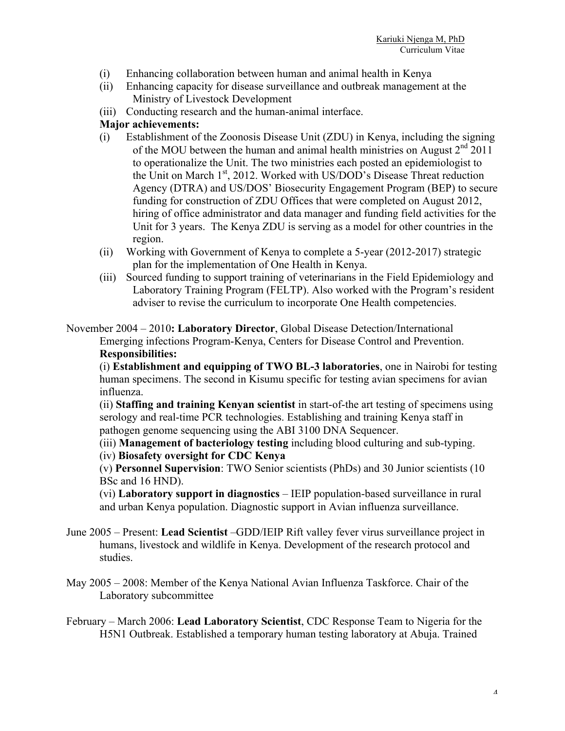(i) Enhancing collaboration between human and animal health in Kenya
(ii) Enhancing capacity for disease surveillance and outbreak management at the Ministry of Livestock Development
(iii) Conducting research and the human-animal interface.

**Major achievements:**

(i) Establishment of the Zoonosis Disease Unit (ZDU) in Kenya, including the signing of the MOU between the human and animal health ministries on August 2nd 2011 to operationalize the Unit. The two ministries each posted an epidemiologist to the Unit on March 1st, 2012. Worked with US/DOD's Disease Threat reduction Agency (DTRA) and US/DOS' Biosecurity Engagement Program (BEP) to secure funding for construction of ZDU Offices that were completed on August 2012, hiring of office administrator and data manager and funding field activities for the Unit for 3 years. The Kenya ZDU is serving as a model for other countries in the region.
(ii) Working with Government of Kenya to complete a 5-year (2012-2017) strategic plan for the implementation of One Health in Kenya.
(iii) Sourced funding to support training of veterinarians in the Field Epidemiology and Laboratory Training Program (FELTP). Also worked with the Program's resident adviser to revise the curriculum to incorporate One Health competencies.

November 2004 – 2010**: Laboratory Director**, Global Disease Detection/International Emerging infections Program-Kenya, Centers for Disease Control and Prevention.
**Responsibilities:**
(i) **Establishment and equipping of TWO BL-3 laboratories**, one in Nairobi for testing human specimens. The second in Kisumu specific for testing avian specimens for avian influenza.
(ii) **Staffing and training Kenyan scientist** in start-of-the art testing of specimens using serology and real-time PCR technologies. Establishing and training Kenya staff in pathogen genome sequencing using the ABI 3100 DNA Sequencer.
(iii) **Management of bacteriology testing** including blood culturing and sub-typing.
(iv) **Biosafety oversight for CDC Kenya**
(v) **Personnel Supervision**: TWO Senior scientists (PhDs) and 30 Junior scientists (10 BSc and 16 HND).
(vi) **Laboratory support in diagnostics** – IEIP population-based surveillance in rural and urban Kenya population. Diagnostic support in Avian influenza surveillance.

June 2005 – Present: **Lead Scientist** –GDD/IEIP Rift valley fever virus surveillance project in humans, livestock and wildlife in Kenya. Development of the research protocol and studies.

May 2005 – 2008: Member of the Kenya National Avian Influenza Taskforce. Chair of the Laboratory subcommittee

February – March 2006: **Lead Laboratory Scientist**, CDC Response Team to Nigeria for the H5N1 Outbreak. Established a temporary human testing laboratory at Abuja. Trained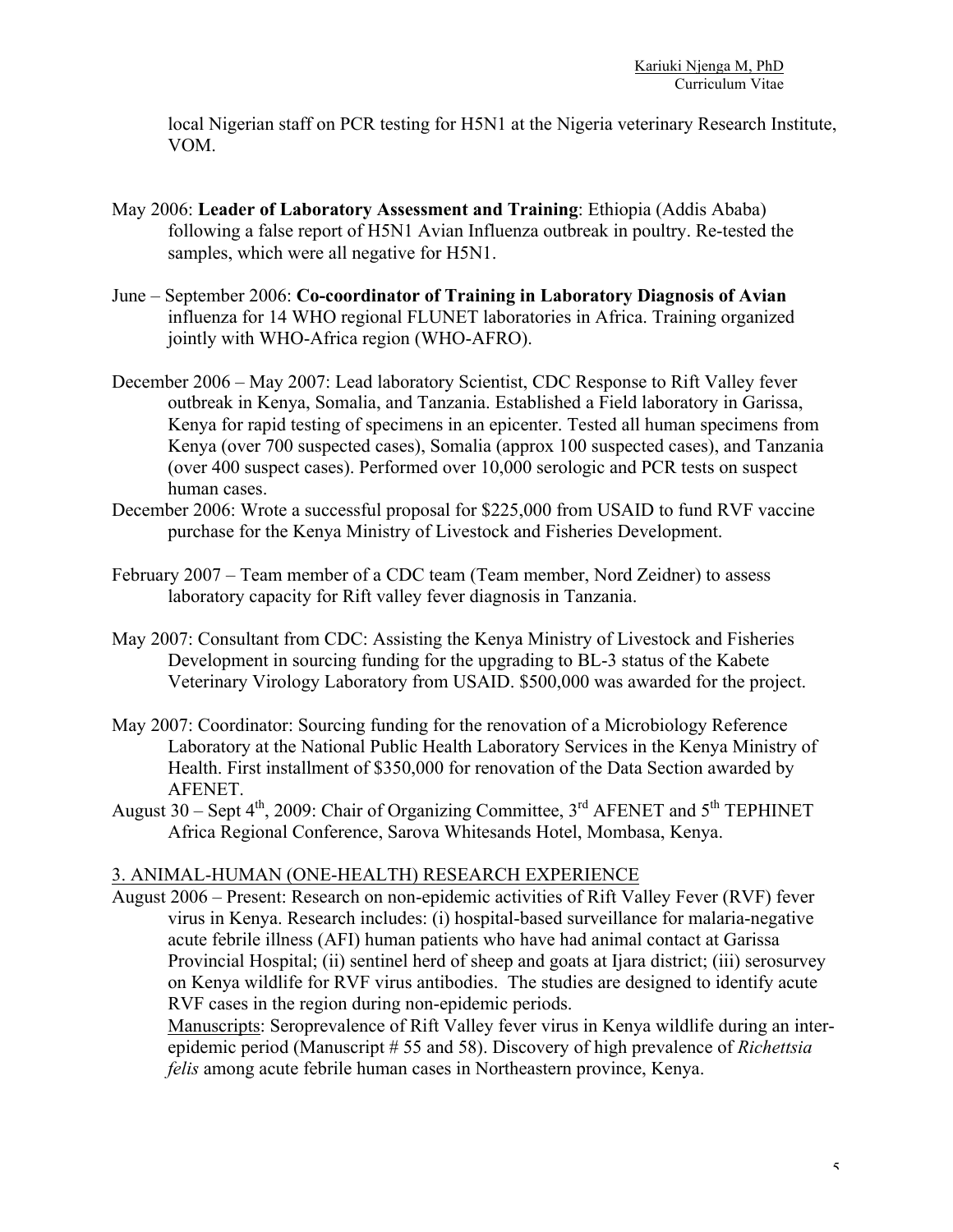local Nigerian staff on PCR testing for H5N1 at the Nigeria veterinary Research Institute, VOM.

May 2006: **Leader of Laboratory Assessment and Training**: Ethiopia (Addis Ababa) following a false report of H5N1 Avian Influenza outbreak in poultry. Re-tested the samples, which were all negative for H5N1.

June – September 2006: **Co-coordinator of Training in Laboratory Diagnosis of Avian** influenza for 14 WHO regional FLUNET laboratories in Africa. Training organized jointly with WHO-Africa region (WHO-AFRO).

December 2006 – May 2007: Lead laboratory Scientist, CDC Response to Rift Valley fever outbreak in Kenya, Somalia, and Tanzania. Established a Field laboratory in Garissa, Kenya for rapid testing of specimens in an epicenter. Tested all human specimens from Kenya (over 700 suspected cases), Somalia (approx 100 suspected cases), and Tanzania (over 400 suspect cases). Performed over 10,000 serologic and PCR tests on suspect human cases.

December 2006: Wrote a successful proposal for $225,000 from USAID to fund RVF vaccine purchase for the Kenya Ministry of Livestock and Fisheries Development.

February 2007 – Team member of a CDC team (Team member, Nord Zeidner) to assess laboratory capacity for Rift valley fever diagnosis in Tanzania.

May 2007: Consultant from CDC: Assisting the Kenya Ministry of Livestock and Fisheries Development in sourcing funding for the upgrading to BL-3 status of the Kabete Veterinary Virology Laboratory from USAID. $500,000 was awarded for the project.

May 2007: Coordinator: Sourcing funding for the renovation of a Microbiology Reference Laboratory at the National Public Health Laboratory Services in the Kenya Ministry of Health. First installment of $350,000 for renovation of the Data Section awarded by AFENET.

August 30 – Sept 4th, 2009: Chair of Organizing Committee, 3rd AFENET and 5th TEPHINET Africa Regional Conference, Sarova Whitesands Hotel, Mombasa, Kenya.

## 3. ANIMAL-HUMAN (ONE-HEALTH) RESEARCH EXPERIENCE

August 2006 – Present: Research on non-epidemic activities of Rift Valley Fever (RVF) fever virus in Kenya. Research includes: (i) hospital-based surveillance for malaria-negative acute febrile illness (AFI) human patients who have had animal contact at Garissa Provincial Hospital; (ii) sentinel herd of sheep and goats at Ijara district; (iii) serosurvey on Kenya wildlife for RVF virus antibodies. The studies are designed to identify acute RVF cases in the region during non-epidemic periods.

Manuscripts: Seroprevalence of Rift Valley fever virus in Kenya wildlife during an inter-epidemic period (Manuscript # 55 and 58). Discovery of high prevalence of *Richettsia felis* among acute febrile human cases in Northeastern province, Kenya.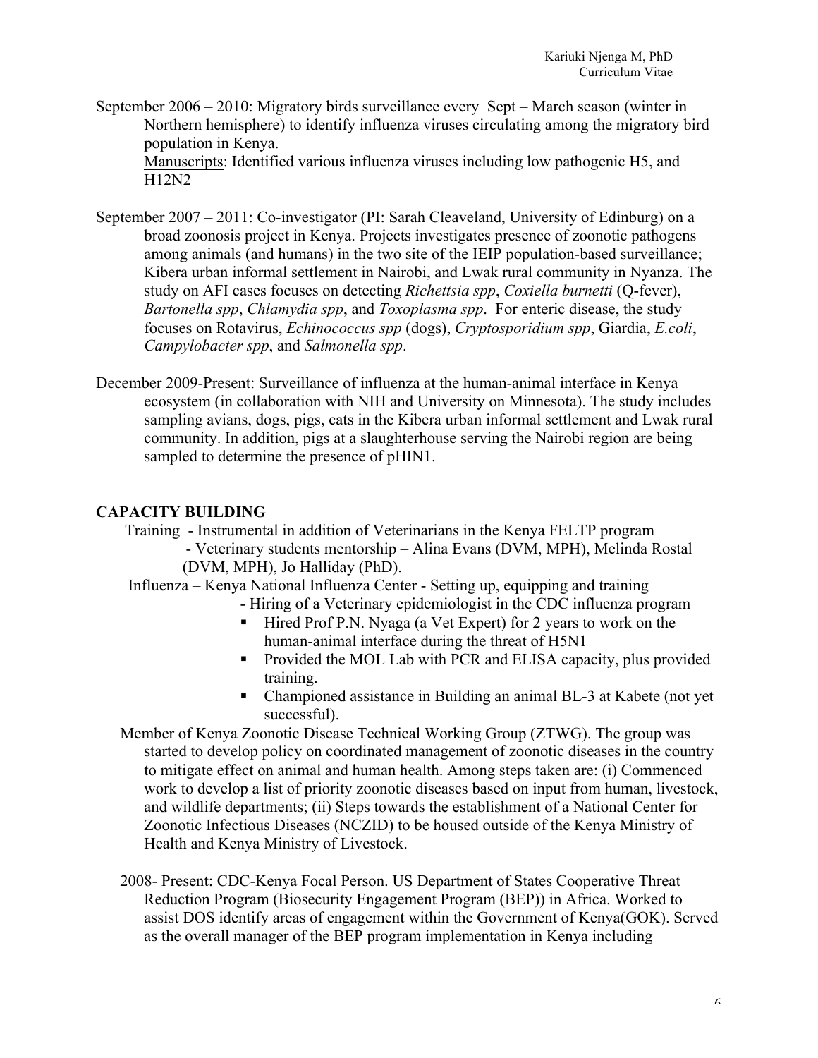September 2006 – 2010: Migratory birds surveillance every Sept – March season (winter in Northern hemisphere) to identify influenza viruses circulating among the migratory bird population in Kenya.
<u>Manuscripts</u>: Identified various influenza viruses including low pathogenic H5, and H12N2

September 2007 – 2011: Co-investigator (PI: Sarah Cleaveland, University of Edinburg) on a broad zoonosis project in Kenya. Projects investigates presence of zoonotic pathogens among animals (and humans) in the two site of the IEIP population-based surveillance; Kibera urban informal settlement in Nairobi, and Lwak rural community in Nyanza. The study on AFI cases focuses on detecting *Richettsia spp*, *Coxiella burnetti* (Q-fever), *Bartonella spp*, *Chlamydia spp*, and *Toxoplasma spp*. For enteric disease, the study focuses on Rotavirus, *Echinococcus spp* (dogs), *Cryptosporidium spp*, Giardia, *E.coli*, *Campylobacter spp*, and *Salmonella spp*.

December 2009-Present: Surveillance of influenza at the human-animal interface in Kenya ecosystem (in collaboration with NIH and University on Minnesota). The study includes sampling avians, dogs, pigs, cats in the Kibera urban informal settlement and Lwak rural community. In addition, pigs at a slaughterhouse serving the Nairobi region are being sampled to determine the presence of pHIN1.

## CAPACITY BUILDING

Training - Instrumental in addition of Veterinarians in the Kenya FELTP program
- Veterinary students mentorship – Alina Evans (DVM, MPH), Melinda Rostal (DVM, MPH), Jo Halliday (PhD).

Influenza – Kenya National Influenza Center - Setting up, equipping and training
- Hiring of a Veterinary epidemiologist in the CDC influenza program
  - Hired Prof P.N. Nyaga (a Vet Expert) for 2 years to work on the human-animal interface during the threat of H5N1
  - Provided the MOL Lab with PCR and ELISA capacity, plus provided training.
  - Championed assistance in Building an animal BL-3 at Kabete (not yet successful).

Member of Kenya Zoonotic Disease Technical Working Group (ZTWG). The group was started to develop policy on coordinated management of zoonotic diseases in the country to mitigate effect on animal and human health. Among steps taken are: (i) Commenced work to develop a list of priority zoonotic diseases based on input from human, livestock, and wildlife departments; (ii) Steps towards the establishment of a National Center for Zoonotic Infectious Diseases (NCZID) to be housed outside of the Kenya Ministry of Health and Kenya Ministry of Livestock.

2008- Present: CDC-Kenya Focal Person. US Department of States Cooperative Threat Reduction Program (Biosecurity Engagement Program (BEP)) in Africa. Worked to assist DOS identify areas of engagement within the Government of Kenya(GOK). Served as the overall manager of the BEP program implementation in Kenya including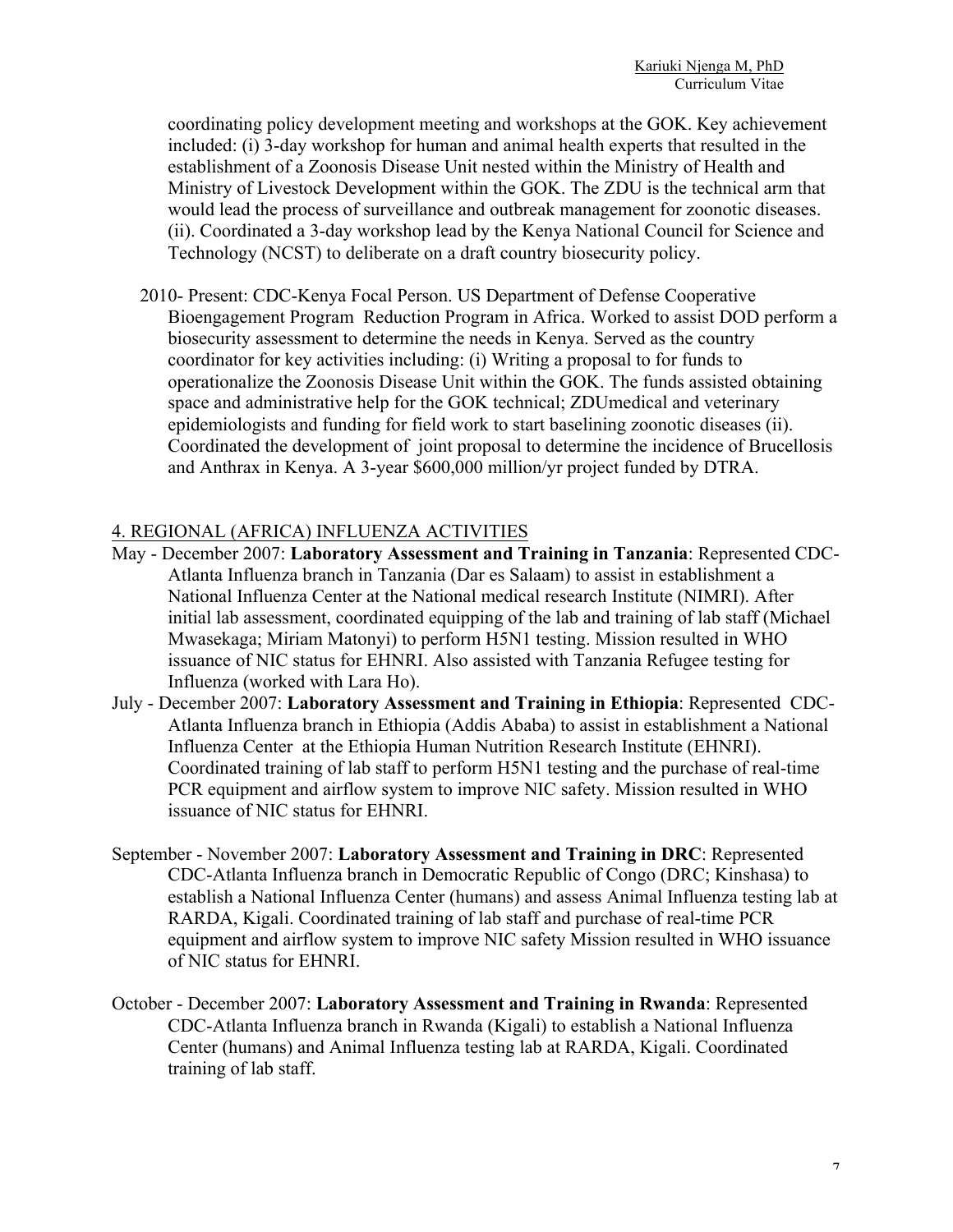coordinating policy development meeting and workshops at the GOK. Key achievement included: (i) 3-day workshop for human and animal health experts that resulted in the establishment of a Zoonosis Disease Unit nested within the Ministry of Health and Ministry of Livestock Development within the GOK. The ZDU is the technical arm that would lead the process of surveillance and outbreak management for zoonotic diseases. (ii). Coordinated a 3-day workshop lead by the Kenya National Council for Science and Technology (NCST) to deliberate on a draft country biosecurity policy.

2010- Present: CDC-Kenya Focal Person. US Department of Defense Cooperative Bioengagement Program Reduction Program in Africa. Worked to assist DOD perform a biosecurity assessment to determine the needs in Kenya. Served as the country coordinator for key activities including: (i) Writing a proposal to for funds to operationalize the Zoonosis Disease Unit within the GOK. The funds assisted obtaining space and administrative help for the GOK technical; ZDUmedical and veterinary epidemiologists and funding for field work to start baselining zoonotic diseases (ii). Coordinated the development of joint proposal to determine the incidence of Brucellosis and Anthrax in Kenya. A 3-year $600,000 million/yr project funded by DTRA.

## 4. REGIONAL (AFRICA) INFLUENZA ACTIVITIES

May - December 2007: **Laboratory Assessment and Training in Tanzania**: Represented CDC-Atlanta Influenza branch in Tanzania (Dar es Salaam) to assist in establishment a National Influenza Center at the National medical research Institute (NIMRI). After initial lab assessment, coordinated equipping of the lab and training of lab staff (Michael Mwasekaga; Miriam Matonyi) to perform H5N1 testing. Mission resulted in WHO issuance of NIC status for EHNRI. Also assisted with Tanzania Refugee testing for Influenza (worked with Lara Ho).

July - December 2007: **Laboratory Assessment and Training in Ethiopia**: Represented CDC-Atlanta Influenza branch in Ethiopia (Addis Ababa) to assist in establishment a National Influenza Center at the Ethiopia Human Nutrition Research Institute (EHNRI). Coordinated training of lab staff to perform H5N1 testing and the purchase of real-time PCR equipment and airflow system to improve NIC safety. Mission resulted in WHO issuance of NIC status for EHNRI.

September - November 2007: **Laboratory Assessment and Training in DRC**: Represented CDC-Atlanta Influenza branch in Democratic Republic of Congo (DRC; Kinshasa) to establish a National Influenza Center (humans) and assess Animal Influenza testing lab at RARDA, Kigali. Coordinated training of lab staff and purchase of real-time PCR equipment and airflow system to improve NIC safety Mission resulted in WHO issuance of NIC status for EHNRI.

October - December 2007: **Laboratory Assessment and Training in Rwanda**: Represented CDC-Atlanta Influenza branch in Rwanda (Kigali) to establish a National Influenza Center (humans) and Animal Influenza testing lab at RARDA, Kigali. Coordinated training of lab staff.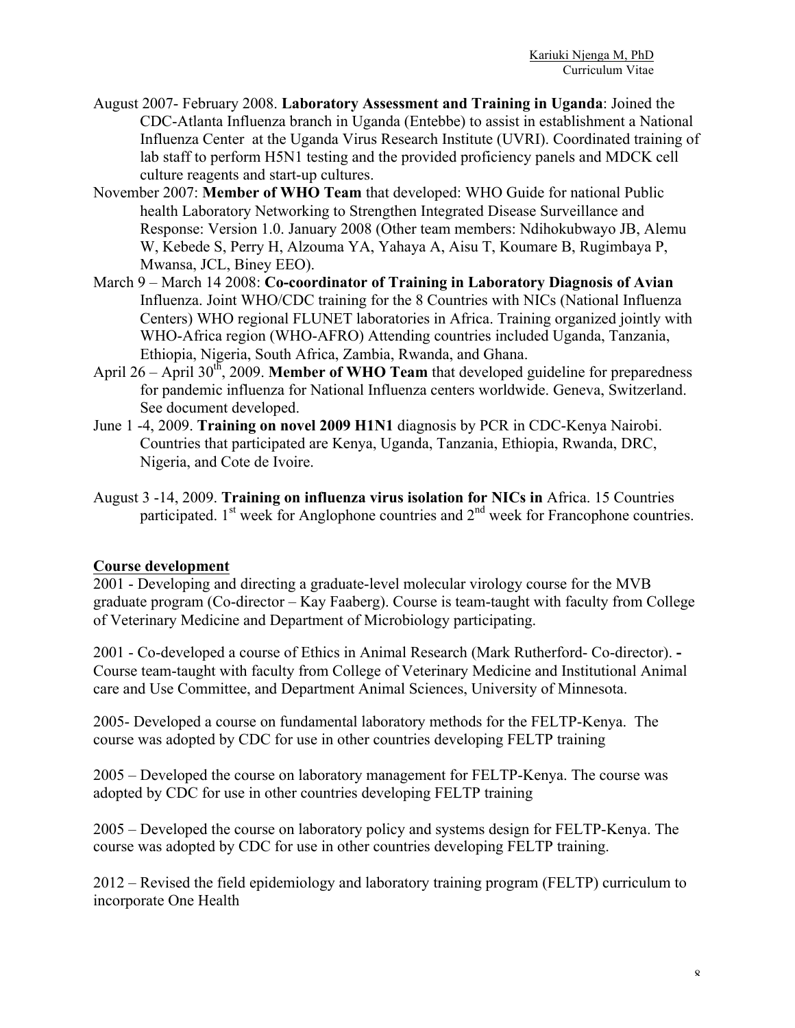August 2007- February 2008. **Laboratory Assessment and Training in Uganda**: Joined the CDC-Atlanta Influenza branch in Uganda (Entebbe) to assist in establishment a National Influenza Center at the Uganda Virus Research Institute (UVRI). Coordinated training of lab staff to perform H5N1 testing and the provided proficiency panels and MDCK cell culture reagents and start-up cultures.

November 2007: **Member of WHO Team** that developed: WHO Guide for national Public health Laboratory Networking to Strengthen Integrated Disease Surveillance and Response: Version 1.0. January 2008 (Other team members: Ndihokubwayo JB, Alemu W, Kebede S, Perry H, Alzouma YA, Yahaya A, Aisu T, Koumare B, Rugimbaya P, Mwansa, JCL, Biney EEO).

March 9 – March 14 2008: **Co-coordinator of Training in Laboratory Diagnosis of Avian** Influenza. Joint WHO/CDC training for the 8 Countries with NICs (National Influenza Centers) WHO regional FLUNET laboratories in Africa. Training organized jointly with WHO-Africa region (WHO-AFRO) Attending countries included Uganda, Tanzania, Ethiopia, Nigeria, South Africa, Zambia, Rwanda, and Ghana.

April 26 – April 30th, 2009. **Member of WHO Team** that developed guideline for preparedness for pandemic influenza for National Influenza centers worldwide. Geneva, Switzerland. See document developed.

June 1 -4, 2009. **Training on novel 2009 H1N1** diagnosis by PCR in CDC-Kenya Nairobi. Countries that participated are Kenya, Uganda, Tanzania, Ethiopia, Rwanda, DRC, Nigeria, and Cote de Ivoire.

August 3 -14, 2009. **Training on influenza virus isolation for NICs in** Africa. 15 Countries participated. 1st week for Anglophone countries and 2nd week for Francophone countries.

## Course development

2001 - Developing and directing a graduate-level molecular virology course for the MVB graduate program (Co-director – Kay Faaberg). Course is team-taught with faculty from College of Veterinary Medicine and Department of Microbiology participating.

2001 - Co-developed a course of Ethics in Animal Research (Mark Rutherford- Co-director). **-** Course team-taught with faculty from College of Veterinary Medicine and Institutional Animal care and Use Committee, and Department Animal Sciences, University of Minnesota.

2005- Developed a course on fundamental laboratory methods for the FELTP-Kenya. The course was adopted by CDC for use in other countries developing FELTP training

2005 – Developed the course on laboratory management for FELTP-Kenya. The course was adopted by CDC for use in other countries developing FELTP training

2005 – Developed the course on laboratory policy and systems design for FELTP-Kenya. The course was adopted by CDC for use in other countries developing FELTP training.

2012 – Revised the field epidemiology and laboratory training program (FELTP) curriculum to incorporate One Health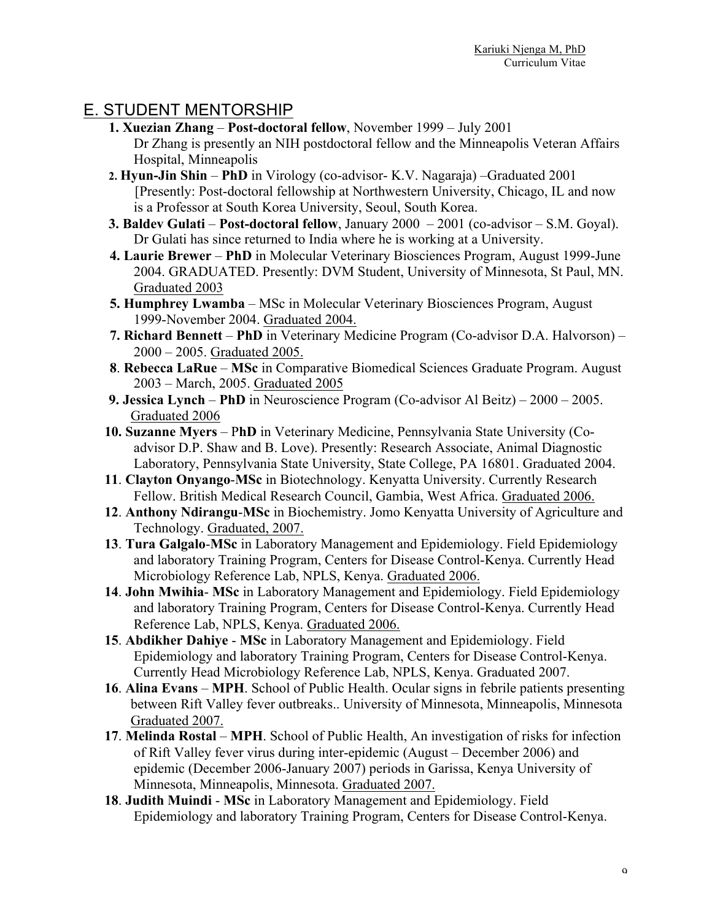## E. STUDENT MENTORSHIP

1. **Xuezian Zhang** – **Post-doctoral fellow**, November 1999 – July 2001
   Dr Zhang is presently an NIH postdoctoral fellow and the Minneapolis Veteran Affairs Hospital, Minneapolis
2. **Hyun-Jin Shin** – **PhD** in Virology (co-advisor- K.V. Nagaraja) –Graduated 2001
   [Presently: Post-doctoral fellowship at Northwestern University, Chicago, IL and now is a Professor at South Korea University, Seoul, South Korea.
3. **Baldev Gulati** – **Post-doctoral fellow**, January 2000 – 2001 (co-advisor – S.M. Goyal). Dr Gulati has since returned to India where he is working at a University.
4. **Laurie Brewer** – **PhD** in Molecular Veterinary Biosciences Program, August 1999-June 2004. GRADUATED. Presently: DVM Student, University of Minnesota, St Paul, MN. Graduated 2003
5. **Humphrey Lwamba** – MSc in Molecular Veterinary Biosciences Program, August 1999-November 2004. Graduated 2004.
7. **Richard Bennett** – **PhD** in Veterinary Medicine Program (Co-advisor D.A. Halvorson) – 2000 – 2005. Graduated 2005.
8. **Rebecca LaRue** – **MSc** in Comparative Biomedical Sciences Graduate Program. August 2003 – March, 2005. Graduated 2005
9. **Jessica Lynch** – **PhD** in Neuroscience Program (Co-advisor Al Beitz) – 2000 – 2005. Graduated 2006
10. **Suzanne Myers** – **PhD** in Veterinary Medicine, Pennsylvania State University (Co-advisor D.P. Shaw and B. Love). Presently: Research Associate, Animal Diagnostic Laboratory, Pennsylvania State University, State College, PA 16801. Graduated 2004.
11. **Clayton Onyango**-**MSc** in Biotechnology. Kenyatta University. Currently Research Fellow. British Medical Research Council, Gambia, West Africa. Graduated 2006.
12. **Anthony Ndirangu**-**MSc** in Biochemistry. Jomo Kenyatta University of Agriculture and Technology. Graduated, 2007.
13. **Tura Galgalo**-**MSc** in Laboratory Management and Epidemiology. Field Epidemiology and laboratory Training Program, Centers for Disease Control-Kenya. Currently Head Microbiology Reference Lab, NPLS, Kenya. Graduated 2006.
14. **John Mwihia**- **MSc** in Laboratory Management and Epidemiology. Field Epidemiology and laboratory Training Program, Centers for Disease Control-Kenya. Currently Head Reference Lab, NPLS, Kenya. Graduated 2006.
15. **Abdikher Dahiye** - **MSc** in Laboratory Management and Epidemiology. Field Epidemiology and laboratory Training Program, Centers for Disease Control-Kenya. Currently Head Microbiology Reference Lab, NPLS, Kenya. Graduated 2007.
16. **Alina Evans** – **MPH**. School of Public Health. Ocular signs in febrile patients presenting between Rift Valley fever outbreaks.. University of Minnesota, Minneapolis, Minnesota Graduated 2007.
17. **Melinda Rostal** – **MPH**. School of Public Health, An investigation of risks for infection of Rift Valley fever virus during inter-epidemic (August – December 2006) and epidemic (December 2006-January 2007) periods in Garissa, Kenya University of Minnesota, Minneapolis, Minnesota. Graduated 2007.
18. **Judith Muindi** - **MSc** in Laboratory Management and Epidemiology. Field Epidemiology and laboratory Training Program, Centers for Disease Control-Kenya.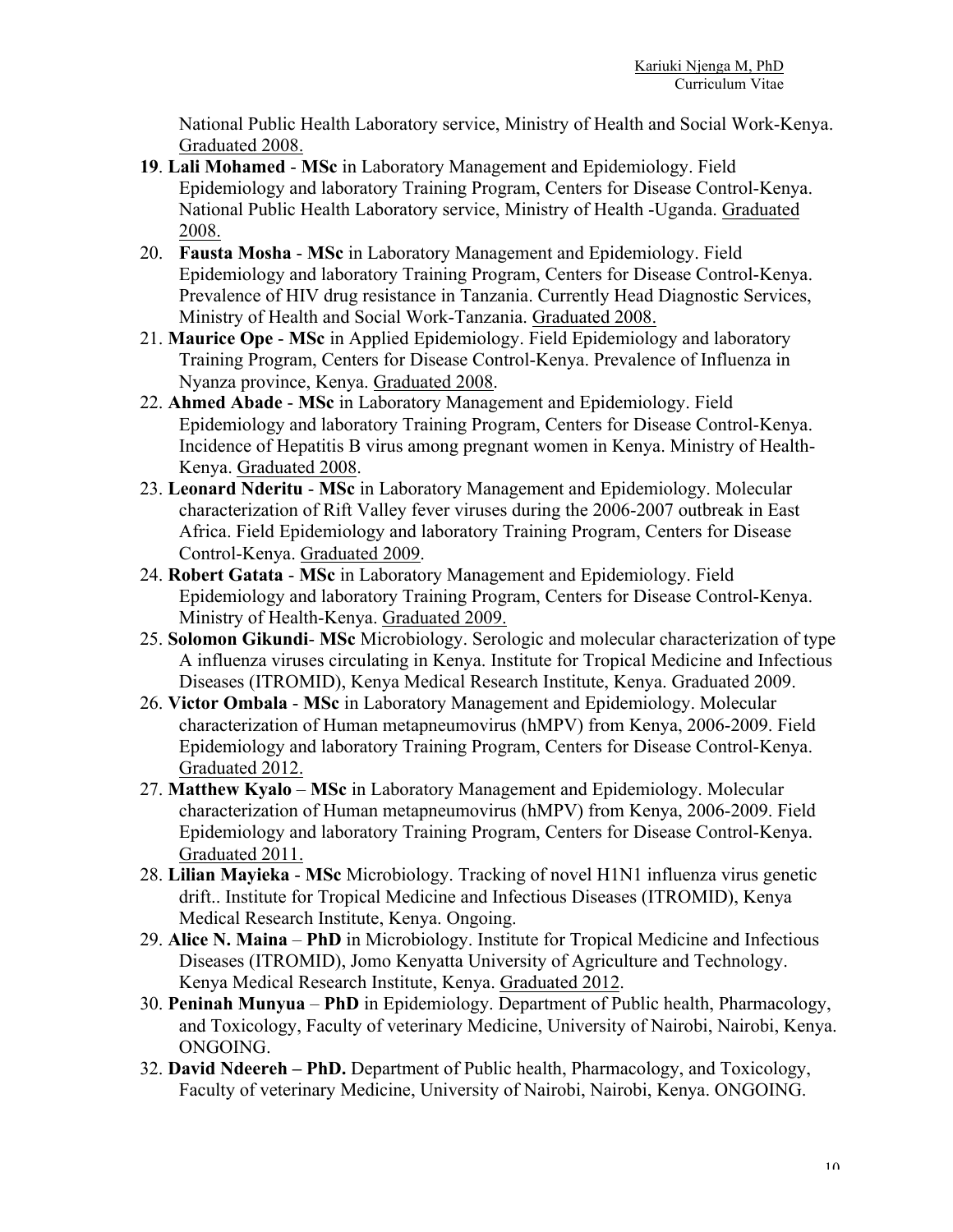National Public Health Laboratory service, Ministry of Health and Social Work-Kenya. Graduated 2008.

**19**. **Lali Mohamed** - **MSc** in Laboratory Management and Epidemiology. Field Epidemiology and laboratory Training Program, Centers for Disease Control-Kenya. National Public Health Laboratory service, Ministry of Health -Uganda. Graduated 2008.

20. **Fausta Mosha** - **MSc** in Laboratory Management and Epidemiology. Field Epidemiology and laboratory Training Program, Centers for Disease Control-Kenya. Prevalence of HIV drug resistance in Tanzania. Currently Head Diagnostic Services, Ministry of Health and Social Work-Tanzania. Graduated 2008.

21. **Maurice Ope** - **MSc** in Applied Epidemiology. Field Epidemiology and laboratory Training Program, Centers for Disease Control-Kenya. Prevalence of Influenza in Nyanza province, Kenya. Graduated 2008.

22. **Ahmed Abade** - **MSc** in Laboratory Management and Epidemiology. Field Epidemiology and laboratory Training Program, Centers for Disease Control-Kenya. Incidence of Hepatitis B virus among pregnant women in Kenya. Ministry of Health-Kenya. Graduated 2008.

23. **Leonard Nderitu** - **MSc** in Laboratory Management and Epidemiology. Molecular characterization of Rift Valley fever viruses during the 2006-2007 outbreak in East Africa. Field Epidemiology and laboratory Training Program, Centers for Disease Control-Kenya. Graduated 2009.

24. **Robert Gatata** - **MSc** in Laboratory Management and Epidemiology. Field Epidemiology and laboratory Training Program, Centers for Disease Control-Kenya. Ministry of Health-Kenya. Graduated 2009.

25. **Solomon Gikundi**- **MSc** Microbiology. Serologic and molecular characterization of type A influenza viruses circulating in Kenya. Institute for Tropical Medicine and Infectious Diseases (ITROMID), Kenya Medical Research Institute, Kenya. Graduated 2009.

26. **Victor Ombala** - **MSc** in Laboratory Management and Epidemiology. Molecular characterization of Human metapneumovirus (hMPV) from Kenya, 2006-2009. Field Epidemiology and laboratory Training Program, Centers for Disease Control-Kenya. Graduated 2012.

27. **Matthew Kyalo** – **MSc** in Laboratory Management and Epidemiology. Molecular characterization of Human metapneumovirus (hMPV) from Kenya, 2006-2009. Field Epidemiology and laboratory Training Program, Centers for Disease Control-Kenya. Graduated 2011.

28. **Lilian Mayieka** - **MSc** Microbiology. Tracking of novel H1N1 influenza virus genetic drift.. Institute for Tropical Medicine and Infectious Diseases (ITROMID), Kenya Medical Research Institute, Kenya. Ongoing.

29. **Alice N. Maina** – **PhD** in Microbiology. Institute for Tropical Medicine and Infectious Diseases (ITROMID), Jomo Kenyatta University of Agriculture and Technology. Kenya Medical Research Institute, Kenya. Graduated 2012.

30. **Peninah Munyua** – **PhD** in Epidemiology. Department of Public health, Pharmacology, and Toxicology, Faculty of veterinary Medicine, University of Nairobi, Nairobi, Kenya. ONGOING.

32. **David Ndeereh – PhD.** Department of Public health, Pharmacology, and Toxicology, Faculty of veterinary Medicine, University of Nairobi, Nairobi, Kenya. ONGOING.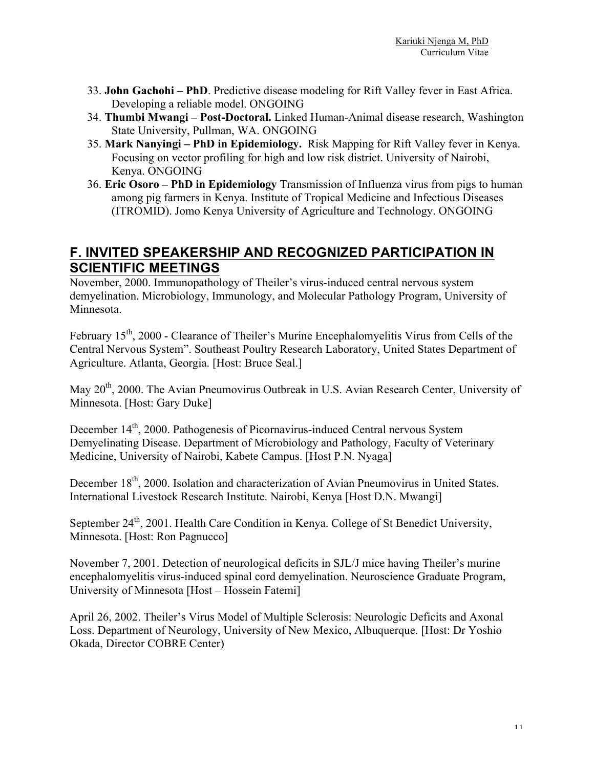33. **John Gachohi – PhD**. Predictive disease modeling for Rift Valley fever in East Africa. Developing a reliable model. ONGOING
34. **Thumbi Mwangi – Post-Doctoral.** Linked Human-Animal disease research, Washington State University, Pullman, WA. ONGOING
35. **Mark Nanyingi – PhD in Epidemiology.** Risk Mapping for Rift Valley fever in Kenya. Focusing on vector profiling for high and low risk district. University of Nairobi, Kenya. ONGOING
36. **Eric Osoro – PhD in Epidemiology** Transmission of Influenza virus from pigs to human among pig farmers in Kenya. Institute of Tropical Medicine and Infectious Diseases (ITROMID). Jomo Kenya University of Agriculture and Technology. ONGOING

## F. INVITED SPEAKERSHIP AND RECOGNIZED PARTICIPATION IN SCIENTIFIC MEETINGS

November, 2000. Immunopathology of Theiler's virus-induced central nervous system demyelination. Microbiology, Immunology, and Molecular Pathology Program, University of Minnesota.

February 15th, 2000 - Clearance of Theiler's Murine Encephalomyelitis Virus from Cells of the Central Nervous System". Southeast Poultry Research Laboratory, United States Department of Agriculture. Atlanta, Georgia. [Host: Bruce Seal.]

May 20th, 2000. The Avian Pneumovirus Outbreak in U.S. Avian Research Center, University of Minnesota. [Host: Gary Duke]

December 14th, 2000. Pathogenesis of Picornavirus-induced Central nervous System Demyelinating Disease. Department of Microbiology and Pathology, Faculty of Veterinary Medicine, University of Nairobi, Kabete Campus. [Host P.N. Nyaga]

December 18th, 2000. Isolation and characterization of Avian Pneumovirus in United States. International Livestock Research Institute. Nairobi, Kenya [Host D.N. Mwangi]

September 24th, 2001. Health Care Condition in Kenya. College of St Benedict University, Minnesota. [Host: Ron Pagnucco]

November 7, 2001. Detection of neurological deficits in SJL/J mice having Theiler's murine encephalomyelitis virus-induced spinal cord demyelination. Neuroscience Graduate Program, University of Minnesota [Host – Hossein Fatemi]

April 26, 2002. Theiler's Virus Model of Multiple Sclerosis: Neurologic Deficits and Axonal Loss. Department of Neurology, University of New Mexico, Albuquerque. [Host: Dr Yoshio Okada, Director COBRE Center)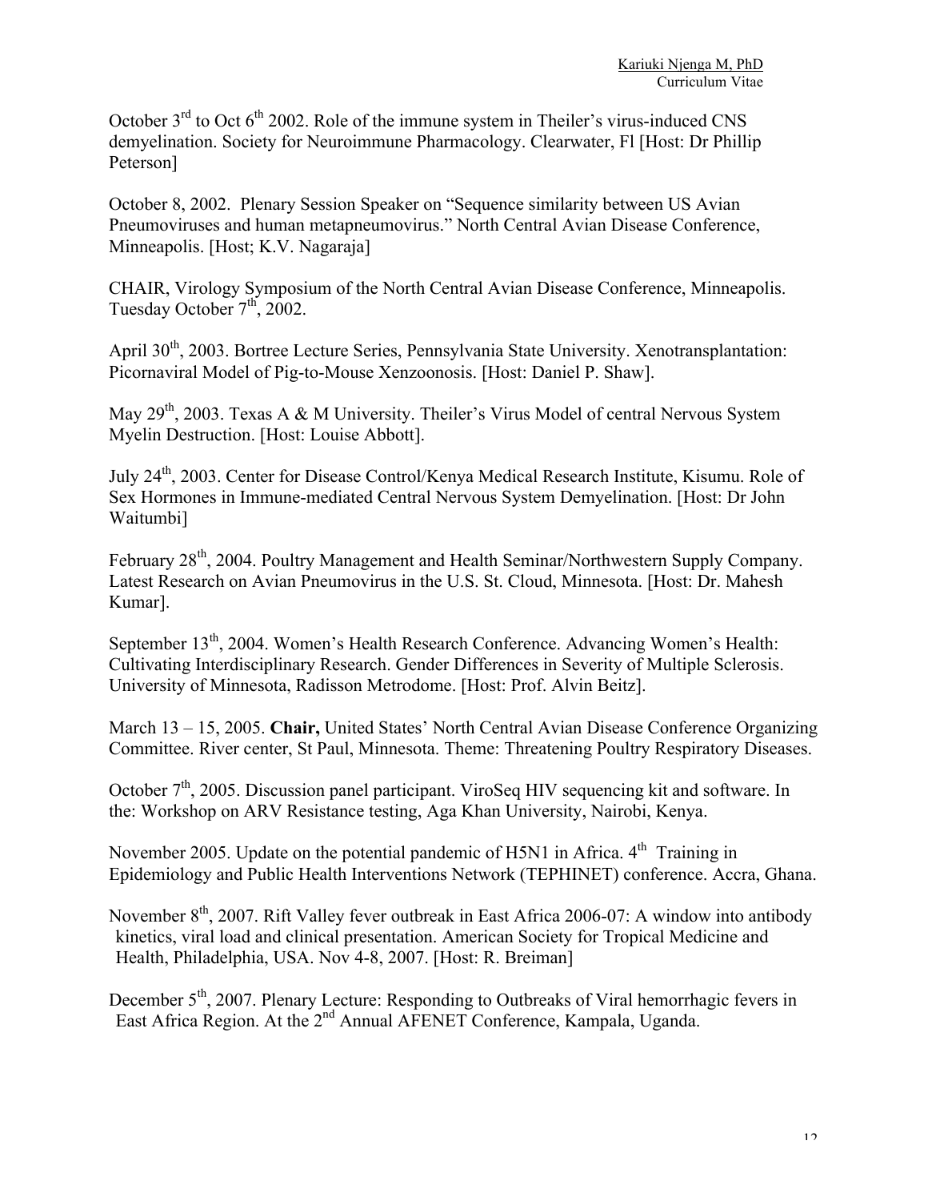October 3rd to Oct 6th 2002. Role of the immune system in Theiler's virus-induced CNS demyelination. Society for Neuroimmune Pharmacology. Clearwater, Fl [Host: Dr Phillip Peterson]

October 8, 2002. Plenary Session Speaker on "Sequence similarity between US Avian Pneumoviruses and human metapneumovirus." North Central Avian Disease Conference, Minneapolis. [Host; K.V. Nagaraja]

CHAIR, Virology Symposium of the North Central Avian Disease Conference, Minneapolis. Tuesday October 7th, 2002.

April 30th, 2003. Bortree Lecture Series, Pennsylvania State University. Xenotransplantation: Picornaviral Model of Pig-to-Mouse Xenzoonosis. [Host: Daniel P. Shaw].

May 29th, 2003. Texas A & M University. Theiler's Virus Model of central Nervous System Myelin Destruction. [Host: Louise Abbott].

July 24th, 2003. Center for Disease Control/Kenya Medical Research Institute, Kisumu. Role of Sex Hormones in Immune-mediated Central Nervous System Demyelination. [Host: Dr John Waitumbi]

February 28th, 2004. Poultry Management and Health Seminar/Northwestern Supply Company. Latest Research on Avian Pneumovirus in the U.S. St. Cloud, Minnesota. [Host: Dr. Mahesh Kumar].

September 13th, 2004. Women's Health Research Conference. Advancing Women's Health: Cultivating Interdisciplinary Research. Gender Differences in Severity of Multiple Sclerosis. University of Minnesota, Radisson Metrodome. [Host: Prof. Alvin Beitz].

March 13 – 15, 2005. **Chair,** United States' North Central Avian Disease Conference Organizing Committee. River center, St Paul, Minnesota. Theme: Threatening Poultry Respiratory Diseases.

October 7th, 2005. Discussion panel participant. ViroSeq HIV sequencing kit and software. In the: Workshop on ARV Resistance testing, Aga Khan University, Nairobi, Kenya.

November 2005. Update on the potential pandemic of H5N1 in Africa. 4th Training in Epidemiology and Public Health Interventions Network (TEPHINET) conference. Accra, Ghana.

November 8th, 2007. Rift Valley fever outbreak in East Africa 2006-07: A window into antibody kinetics, viral load and clinical presentation. American Society for Tropical Medicine and Health, Philadelphia, USA. Nov 4-8, 2007. [Host: R. Breiman]

December 5th, 2007. Plenary Lecture: Responding to Outbreaks of Viral hemorrhagic fevers in East Africa Region. At the 2nd Annual AFENET Conference, Kampala, Uganda.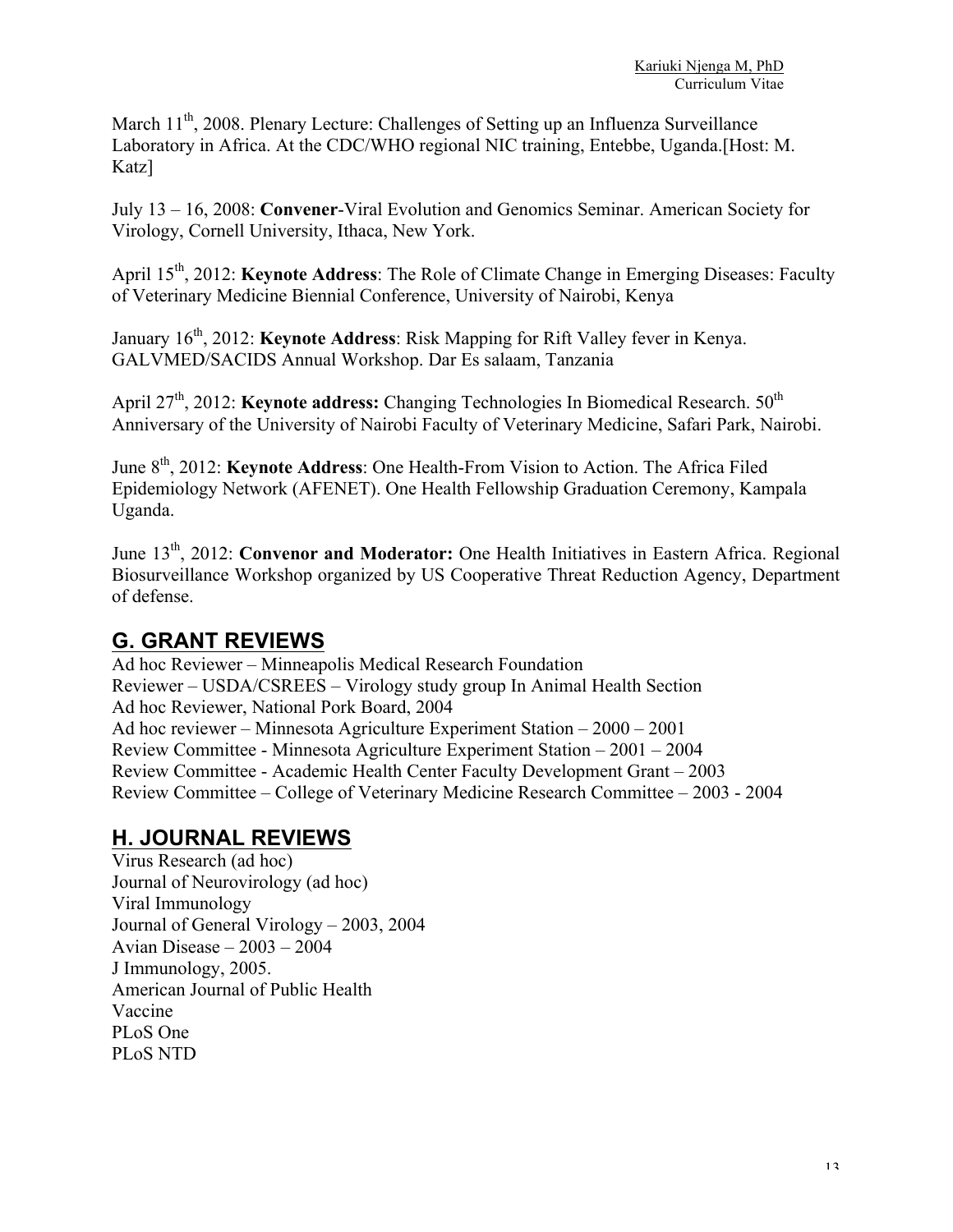March 11th, 2008. Plenary Lecture: Challenges of Setting up an Influenza Surveillance Laboratory in Africa. At the CDC/WHO regional NIC training, Entebbe, Uganda.[Host: M. Katz]

July 13 – 16, 2008: **Convener**-Viral Evolution and Genomics Seminar. American Society for Virology, Cornell University, Ithaca, New York.

April 15th, 2012: **Keynote Address**: The Role of Climate Change in Emerging Diseases: Faculty of Veterinary Medicine Biennial Conference, University of Nairobi, Kenya

January 16th, 2012: **Keynote Address**: Risk Mapping for Rift Valley fever in Kenya. GALVMED/SACIDS Annual Workshop. Dar Es salaam, Tanzania

April 27th, 2012: **Keynote address:** Changing Technologies In Biomedical Research. 50th Anniversary of the University of Nairobi Faculty of Veterinary Medicine, Safari Park, Nairobi.

June 8th, 2012: **Keynote Address**: One Health-From Vision to Action. The Africa Filed Epidemiology Network (AFENET). One Health Fellowship Graduation Ceremony, Kampala Uganda.

June 13th, 2012: **Convenor and Moderator:** One Health Initiatives in Eastern Africa. Regional Biosurveillance Workshop organized by US Cooperative Threat Reduction Agency, Department of defense.

## G. GRANT REVIEWS

Ad hoc Reviewer – Minneapolis Medical Research Foundation
Reviewer – USDA/CSREES – Virology study group In Animal Health Section
Ad hoc Reviewer, National Pork Board, 2004
Ad hoc reviewer – Minnesota Agriculture Experiment Station – 2000 – 2001
Review Committee - Minnesota Agriculture Experiment Station – 2001 – 2004
Review Committee - Academic Health Center Faculty Development Grant – 2003
Review Committee – College of Veterinary Medicine Research Committee – 2003 - 2004

## H. JOURNAL REVIEWS

Virus Research (ad hoc)
Journal of Neurovirology (ad hoc)
Viral Immunology
Journal of General Virology – 2003, 2004
Avian Disease – 2003 – 2004
J Immunology, 2005.
American Journal of Public Health
Vaccine
PLoS One
PLoS NTD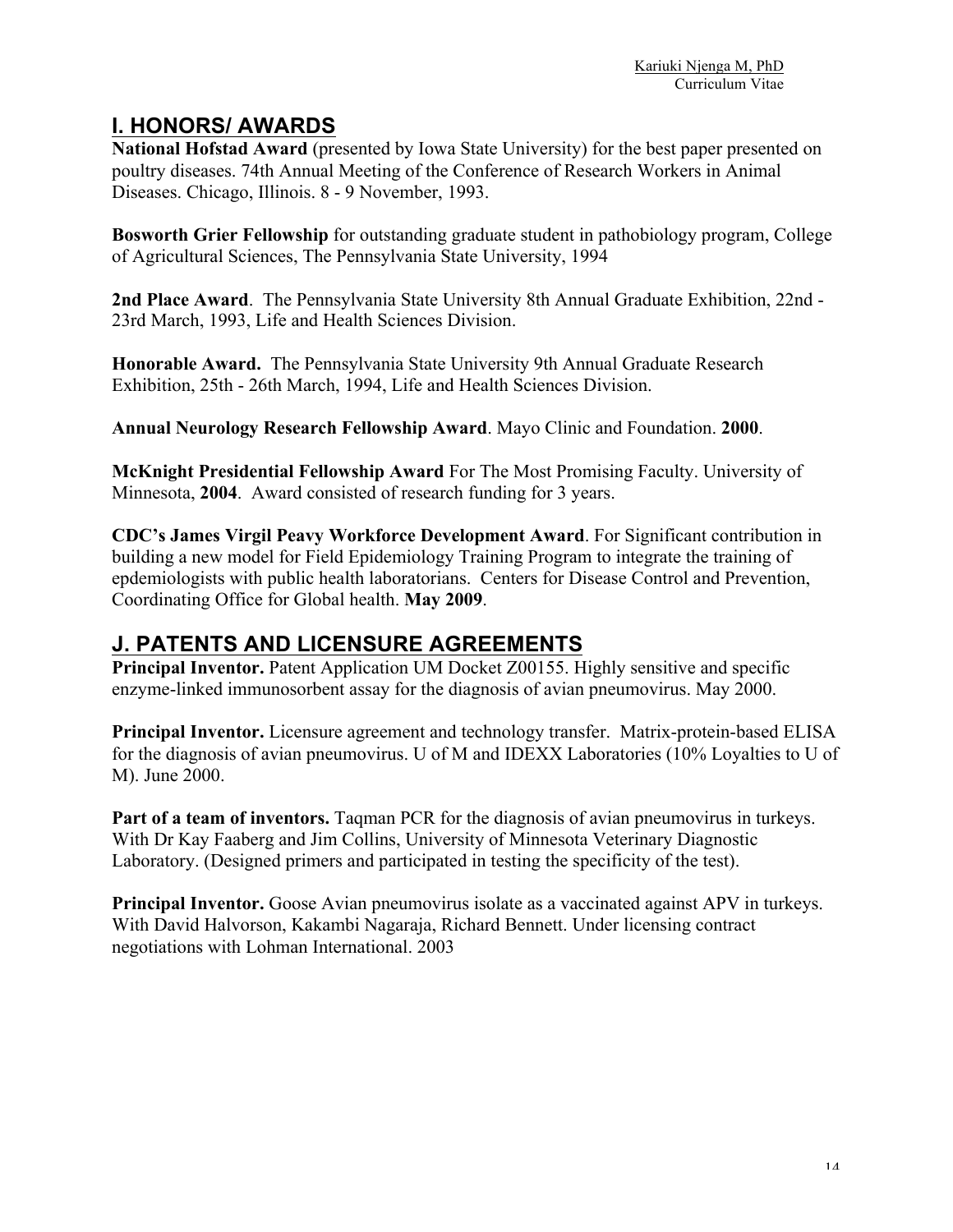## I. HONORS/ AWARDS

**National Hofstad Award** (presented by Iowa State University) for the best paper presented on poultry diseases. 74th Annual Meeting of the Conference of Research Workers in Animal Diseases. Chicago, Illinois. 8 - 9 November, 1993.

**Bosworth Grier Fellowship** for outstanding graduate student in pathobiology program, College of Agricultural Sciences, The Pennsylvania State University, 1994

**2nd Place Award**. The Pennsylvania State University 8th Annual Graduate Exhibition, 22nd - 23rd March, 1993, Life and Health Sciences Division.

**Honorable Award.** The Pennsylvania State University 9th Annual Graduate Research Exhibition, 25th - 26th March, 1994, Life and Health Sciences Division.

**Annual Neurology Research Fellowship Award**. Mayo Clinic and Foundation. **2000**.

**McKnight Presidential Fellowship Award** For The Most Promising Faculty. University of Minnesota, **2004**. Award consisted of research funding for 3 years.

**CDC's James Virgil Peavy Workforce Development Award**. For Significant contribution in building a new model for Field Epidemiology Training Program to integrate the training of epidemiologists with public health laboratorians. Centers for Disease Control and Prevention, Coordinating Office for Global health. **May 2009**.

## J. PATENTS AND LICENSURE AGREEMENTS

**Principal Inventor.** Patent Application UM Docket Z00155. Highly sensitive and specific enzyme-linked immunosorbent assay for the diagnosis of avian pneumovirus. May 2000.

**Principal Inventor.** Licensure agreement and technology transfer. Matrix-protein-based ELISA for the diagnosis of avian pneumovirus. U of M and IDEXX Laboratories (10% Loyalties to U of M). June 2000.

**Part of a team of inventors.** Taqman PCR for the diagnosis of avian pneumovirus in turkeys. With Dr Kay Faaberg and Jim Collins, University of Minnesota Veterinary Diagnostic Laboratory. (Designed primers and participated in testing the specificity of the test).

**Principal Inventor.** Goose Avian pneumovirus isolate as a vaccinated against APV in turkeys. With David Halvorson, Kakambi Nagaraja, Richard Bennett. Under licensing contract negotiations with Lohman International. 2003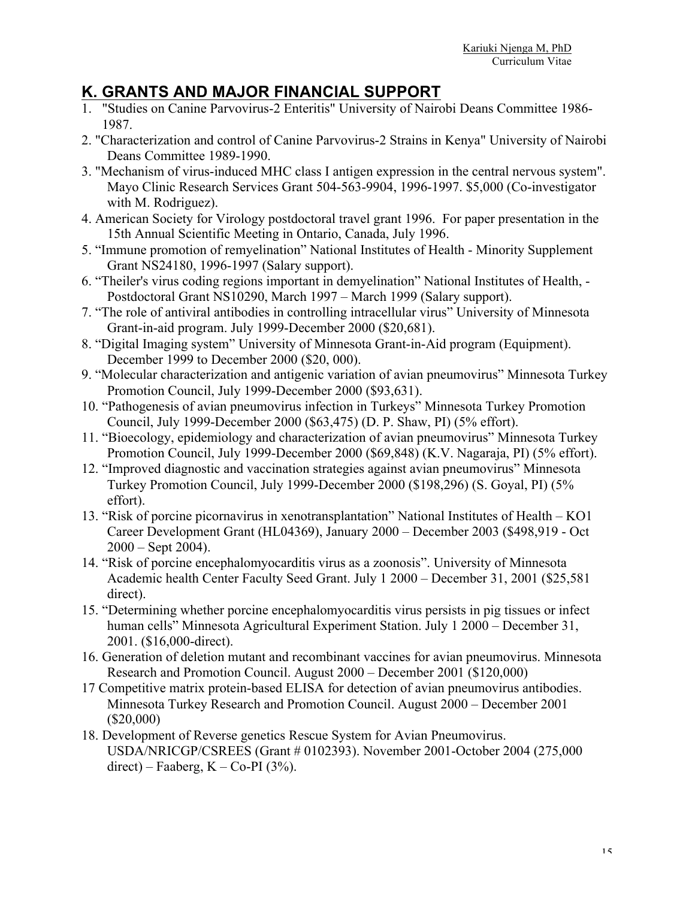## K. GRANTS AND MAJOR FINANCIAL SUPPORT

1. "Studies on Canine Parvovirus-2 Enteritis" University of Nairobi Deans Committee 1986-1987.
2. "Characterization and control of Canine Parvovirus-2 Strains in Kenya" University of Nairobi Deans Committee 1989-1990.
3. "Mechanism of virus-induced MHC class I antigen expression in the central nervous system". Mayo Clinic Research Services Grant 504-563-9904, 1996-1997. $5,000 (Co-investigator with M. Rodriguez).
4. American Society for Virology postdoctoral travel grant 1996. For paper presentation in the 15th Annual Scientific Meeting in Ontario, Canada, July 1996.
5. "Immune promotion of remyelination" National Institutes of Health - Minority Supplement Grant NS24180, 1996-1997 (Salary support).
6. "Theiler's virus coding regions important in demyelination" National Institutes of Health, - Postdoctoral Grant NS10290, March 1997 – March 1999 (Salary support).
7. "The role of antiviral antibodies in controlling intracellular virus" University of Minnesota Grant-in-aid program. July 1999-December 2000 ($20,681).
8. "Digital Imaging system" University of Minnesota Grant-in-Aid program (Equipment). December 1999 to December 2000 ($20, 000).
9. "Molecular characterization and antigenic variation of avian pneumovirus" Minnesota Turkey Promotion Council, July 1999-December 2000 ($93,631).
10. "Pathogenesis of avian pneumovirus infection in Turkeys" Minnesota Turkey Promotion Council, July 1999-December 2000 ($63,475) (D. P. Shaw, PI) (5% effort).
11. "Bioecology, epidemiology and characterization of avian pneumovirus" Minnesota Turkey Promotion Council, July 1999-December 2000 ($69,848) (K.V. Nagaraja, PI) (5% effort).
12. "Improved diagnostic and vaccination strategies against avian pneumovirus" Minnesota Turkey Promotion Council, July 1999-December 2000 ($198,296) (S. Goyal, PI) (5% effort).
13. "Risk of porcine picornavirus in xenotransplantation" National Institutes of Health – KO1 Career Development Grant (HL04369), January 2000 – December 2003 ($498,919 - Oct 2000 – Sept 2004).
14. "Risk of porcine encephalomyocarditis virus as a zoonosis". University of Minnesota Academic health Center Faculty Seed Grant. July 1 2000 – December 31, 2001 ($25,581 direct).
15. "Determining whether porcine encephalomyocarditis virus persists in pig tissues or infect human cells" Minnesota Agricultural Experiment Station. July 1 2000 – December 31, 2001. ($16,000-direct).
16. Generation of deletion mutant and recombinant vaccines for avian pneumovirus. Minnesota Research and Promotion Council. August 2000 – December 2001 ($120,000)
17. Competitive matrix protein-based ELISA for detection of avian pneumovirus antibodies. Minnesota Turkey Research and Promotion Council. August 2000 – December 2001 ($20,000)
18. Development of Reverse genetics Rescue System for Avian Pneumovirus. USDA/NRICGP/CSREES (Grant # 0102393). November 2001-October 2004 (275,000 direct) – Faaberg, K – Co-PI (3%).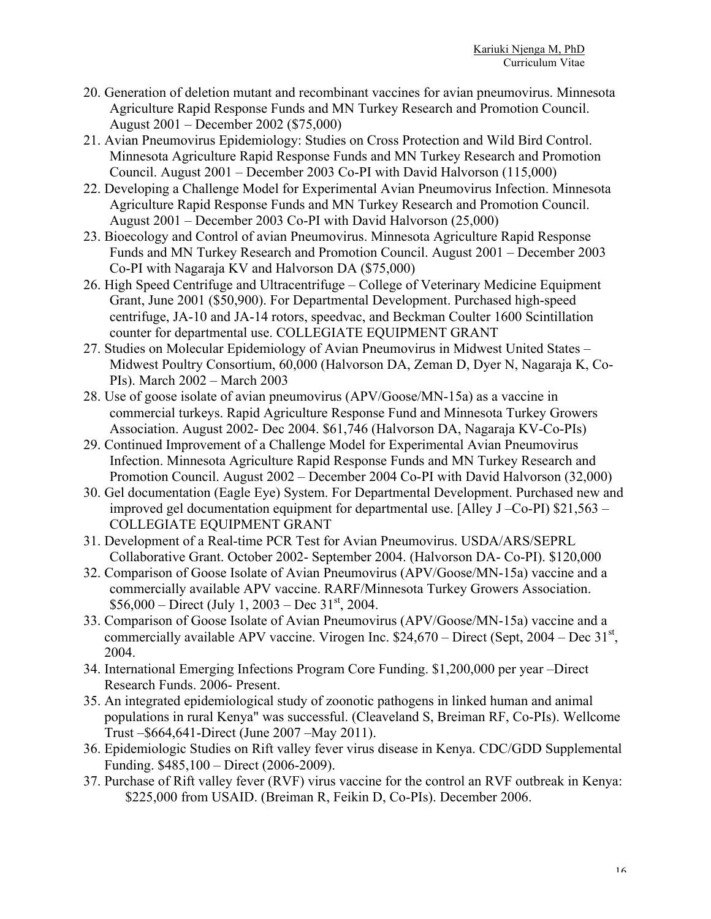20. Generation of deletion mutant and recombinant vaccines for avian pneumovirus. Minnesota Agriculture Rapid Response Funds and MN Turkey Research and Promotion Council. August 2001 – December 2002 ($75,000)
21. Avian Pneumovirus Epidemiology: Studies on Cross Protection and Wild Bird Control. Minnesota Agriculture Rapid Response Funds and MN Turkey Research and Promotion Council. August 2001 – December 2003 Co-PI with David Halvorson (115,000)
22. Developing a Challenge Model for Experimental Avian Pneumovirus Infection. Minnesota Agriculture Rapid Response Funds and MN Turkey Research and Promotion Council. August 2001 – December 2003 Co-PI with David Halvorson (25,000)
23. Bioecology and Control of avian Pneumovirus. Minnesota Agriculture Rapid Response Funds and MN Turkey Research and Promotion Council. August 2001 – December 2003 Co-PI with Nagaraja KV and Halvorson DA ($75,000)
26. High Speed Centrifuge and Ultracentrifuge – College of Veterinary Medicine Equipment Grant, June 2001 ($50,900). For Departmental Development. Purchased high-speed centrifuge, JA-10 and JA-14 rotors, speedvac, and Beckman Coulter 1600 Scintillation counter for departmental use. COLLEGIATE EQUIPMENT GRANT
27. Studies on Molecular Epidemiology of Avian Pneumovirus in Midwest United States – Midwest Poultry Consortium, 60,000 (Halvorson DA, Zeman D, Dyer N, Nagaraja K, Co-PIs). March 2002 – March 2003
28. Use of goose isolate of avian pneumovirus (APV/Goose/MN-15a) as a vaccine in commercial turkeys. Rapid Agriculture Response Fund and Minnesota Turkey Growers Association. August 2002- Dec 2004. $61,746 (Halvorson DA, Nagaraja KV-Co-PIs)
29. Continued Improvement of a Challenge Model for Experimental Avian Pneumovirus Infection. Minnesota Agriculture Rapid Response Funds and MN Turkey Research and Promotion Council. August 2002 – December 2004 Co-PI with David Halvorson (32,000)
30. Gel documentation (Eagle Eye) System. For Departmental Development. Purchased new and improved gel documentation equipment for departmental use. [Alley J –Co-PI) $21,563 – COLLEGIATE EQUIPMENT GRANT
31. Development of a Real-time PCR Test for Avian Pneumovirus. USDA/ARS/SEPRL Collaborative Grant. October 2002- September 2004. (Halvorson DA- Co-PI). $120,000
32. Comparison of Goose Isolate of Avian Pneumovirus (APV/Goose/MN-15a) vaccine and a commercially available APV vaccine. RARF/Minnesota Turkey Growers Association. $56,000 – Direct (July 1, 2003 – Dec 31st, 2004.
33. Comparison of Goose Isolate of Avian Pneumovirus (APV/Goose/MN-15a) vaccine and a commercially available APV vaccine. Virogen Inc. $24,670 – Direct (Sept, 2004 – Dec 31st, 2004.
34. International Emerging Infections Program Core Funding. $1,200,000 per year –Direct Research Funds. 2006- Present.
35. An integrated epidemiological study of zoonotic pathogens in linked human and animal populations in rural Kenya" was successful. (Cleaveland S, Breiman RF, Co-PIs). Wellcome Trust –$664,641-Direct (June 2007 –May 2011).
36. Epidemiologic Studies on Rift valley fever virus disease in Kenya. CDC/GDD Supplemental Funding. $485,100 – Direct (2006-2009).
37. Purchase of Rift valley fever (RVF) virus vaccine for the control an RVF outbreak in Kenya: $225,000 from USAID. (Breiman R, Feikin D, Co-PIs). December 2006.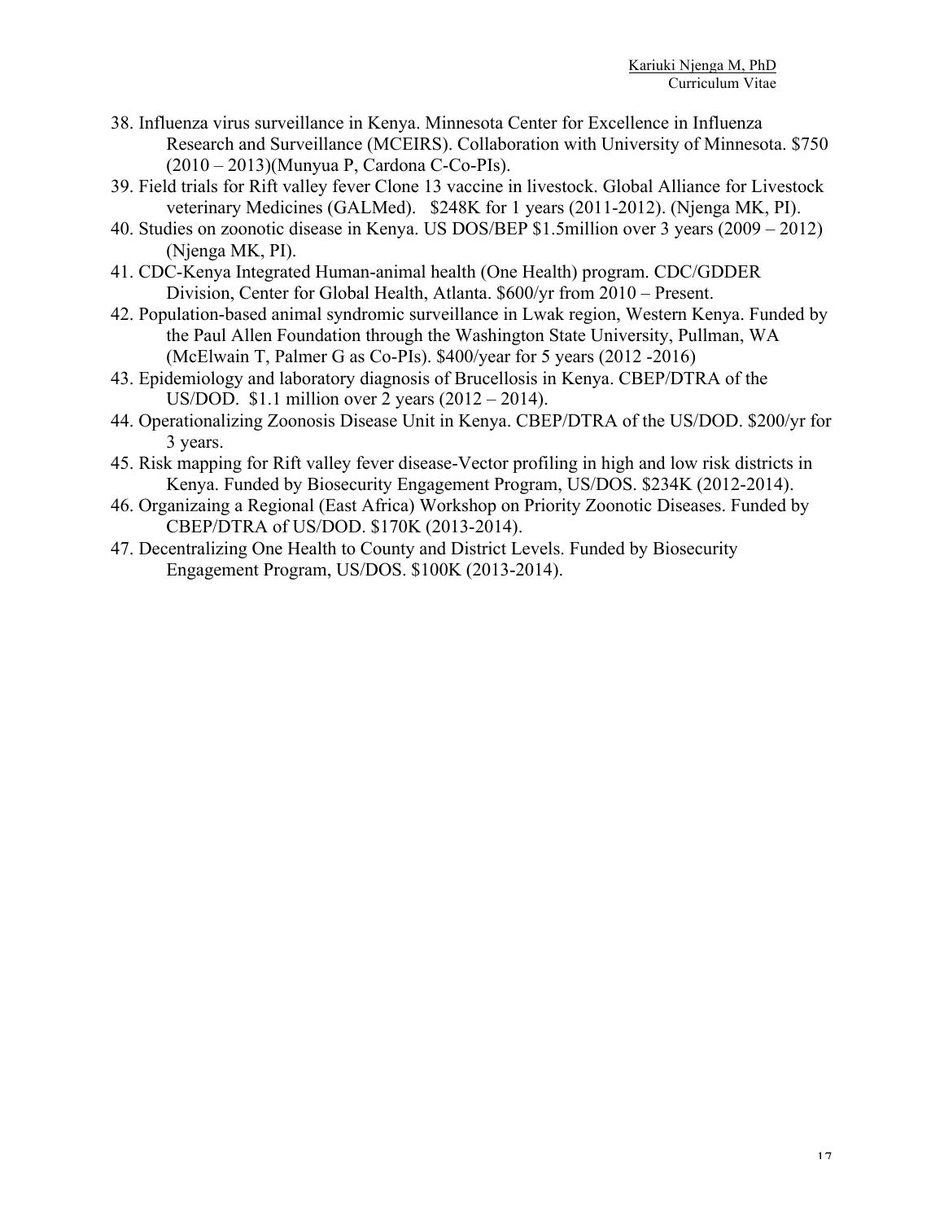38. Influenza virus surveillance in Kenya. Minnesota Center for Excellence in Influenza Research and Surveillance (MCEIRS). Collaboration with University of Minnesota. $750 (2010 – 2013)(Munyua P, Cardona C-Co-PIs).
39. Field trials for Rift valley fever Clone 13 vaccine in livestock. Global Alliance for Livestock veterinary Medicines (GALMed). $248K for 1 years (2011-2012). (Njenga MK, PI).
40. Studies on zoonotic disease in Kenya. US DOS/BEP $1.5million over 3 years (2009 – 2012) (Njenga MK, PI).
41. CDC-Kenya Integrated Human-animal health (One Health) program. CDC/GDDER Division, Center for Global Health, Atlanta. $600/yr from 2010 – Present.
42. Population-based animal syndromic surveillance in Lwak region, Western Kenya. Funded by the Paul Allen Foundation through the Washington State University, Pullman, WA (McElwain T, Palmer G as Co-PIs). $400/year for 5 years (2012 -2016)
43. Epidemiology and laboratory diagnosis of Brucellosis in Kenya. CBEP/DTRA of the US/DOD. $1.1 million over 2 years (2012 – 2014).
44. Operationalizing Zoonosis Disease Unit in Kenya. CBEP/DTRA of the US/DOD. $200/yr for 3 years.
45. Risk mapping for Rift valley fever disease-Vector profiling in high and low risk districts in Kenya. Funded by Biosecurity Engagement Program, US/DOS. $234K (2012-2014).
46. Organizaing a Regional (East Africa) Workshop on Priority Zoonotic Diseases. Funded by CBEP/DTRA of US/DOD. $170K (2013-2014).
47. Decentralizing One Health to County and District Levels. Funded by Biosecurity Engagement Program, US/DOS. $100K (2013-2014).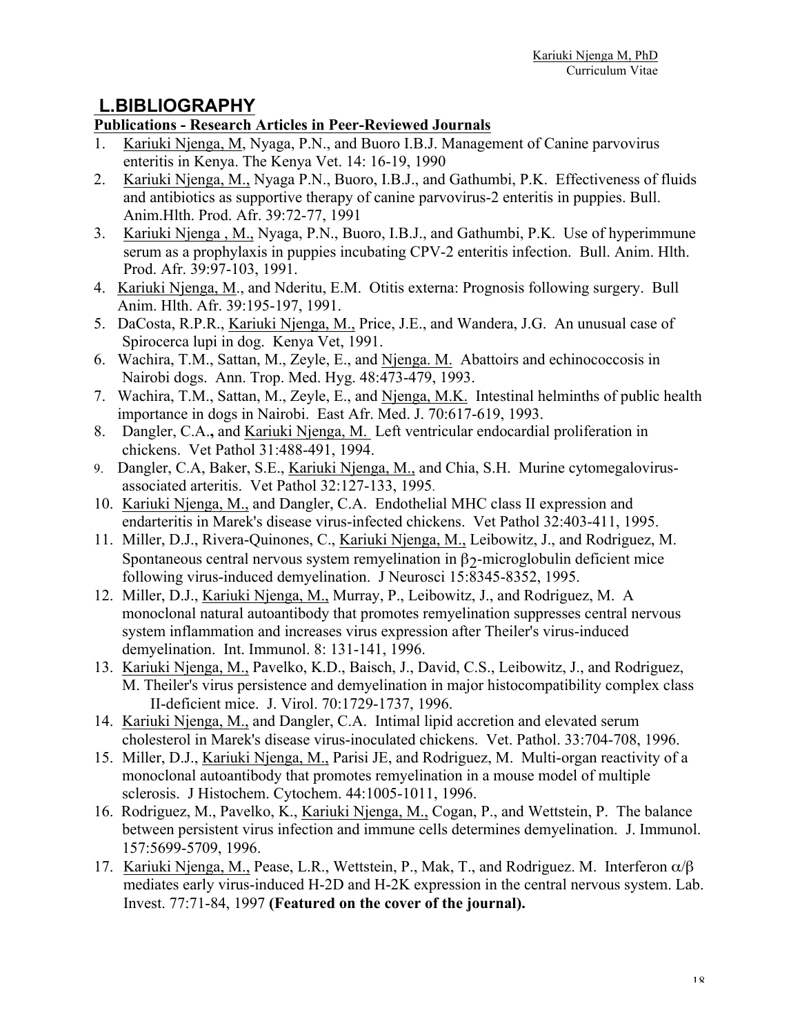## L.BIBLIOGRAPHY

**Publications - Research Articles in Peer-Reviewed Journals**

1. Kariuki Njenga, M, Nyaga, P.N., and Buoro I.B.J. Management of Canine parvovirus enteritis in Kenya. The Kenya Vet. 14: 16-19, 1990
2. Kariuki Njenga, M., Nyaga P.N., Buoro, I.B.J., and Gathumbi, P.K. Effectiveness of fluids and antibiotics as supportive therapy of canine parvovirus-2 enteritis in puppies. Bull. Anim.Hlth. Prod. Afr. 39:72-77, 1991
3. Kariuki Njenga , M., Nyaga, P.N., Buoro, I.B.J., and Gathumbi, P.K. Use of hyperimmune serum as a prophylaxis in puppies incubating CPV-2 enteritis infection. Bull. Anim. Hlth. Prod. Afr. 39:97-103, 1991.
4. Kariuki Njenga, M., and Nderitu, E.M. Otitis externa: Prognosis following surgery. Bull Anim. Hlth. Afr. 39:195-197, 1991.
5. DaCosta, R.P.R., Kariuki Njenga, M., Price, J.E., and Wandera, J.G. An unusual case of Spirocerca lupi in dog. Kenya Vet, 1991.
6. Wachira, T.M., Sattan, M., Zeyle, E., and Njenga. M. Abattoirs and echinococcosis in Nairobi dogs. Ann. Trop. Med. Hyg. 48:473-479, 1993.
7. Wachira, T.M., Sattan, M., Zeyle, E., and Njenga, M.K. Intestinal helminths of public health importance in dogs in Nairobi. East Afr. Med. J. 70:617-619, 1993.
8. Dangler, C.A., and Kariuki Njenga, M. Left ventricular endocardial proliferation in chickens. Vet Pathol 31:488-491, 1994.
9. Dangler, C.A, Baker, S.E., Kariuki Njenga, M., and Chia, S.H. Murine cytomegalovirus-associated arteritis. Vet Pathol 32:127-133, 1995.
10. Kariuki Njenga, M., and Dangler, C.A. Endothelial MHC class II expression and endarteritis in Marek's disease virus-infected chickens. Vet Pathol 32:403-411, 1995.
11. Miller, D.J., Rivera-Quinones, C., Kariuki Njenga, M., Leibowitz, J., and Rodriguez, M. Spontaneous central nervous system remyelination in $\beta_2$-microglobulin deficient mice following virus-induced demyelination. J Neurosci 15:8345-8352, 1995.
12. Miller, D.J., Kariuki Njenga, M., Murray, P., Leibowitz, J., and Rodriguez, M. A monoclonal natural autoantibody that promotes remyelination suppresses central nervous system inflammation and increases virus expression after Theiler's virus-induced demyelination. Int. Immunol. 8: 131-141, 1996.
13. Kariuki Njenga, M., Pavelko, K.D., Baisch, J., David, C.S., Leibowitz, J., and Rodriguez, M. Theiler's virus persistence and demyelination in major histocompatibility complex class II-deficient mice. J. Virol. 70:1729-1737, 1996.
14. Kariuki Njenga, M., and Dangler, C.A. Intimal lipid accretion and elevated serum cholesterol in Marek's disease virus-inoculated chickens. Vet. Pathol. 33:704-708, 1996.
15. Miller, D.J., Kariuki Njenga, M., Parisi JE, and Rodriguez, M. Multi-organ reactivity of a monoclonal autoantibody that promotes remyelination in a mouse model of multiple sclerosis. J Histochem. Cytochem. 44:1005-1011, 1996.
16. Rodriguez, M., Pavelko, K., Kariuki Njenga, M., Cogan, P., and Wettstein, P. The balance between persistent virus infection and immune cells determines demyelination. J. Immunol. 157:5699-5709, 1996.
17. Kariuki Njenga, M., Pease, L.R., Wettstein, P., Mak, T., and Rodriguez. M. Interferon $\alpha/\beta$ mediates early virus-induced H-2D and H-2K expression in the central nervous system. Lab. Invest. 77:71-84, 1997 **(Featured on the cover of the journal).**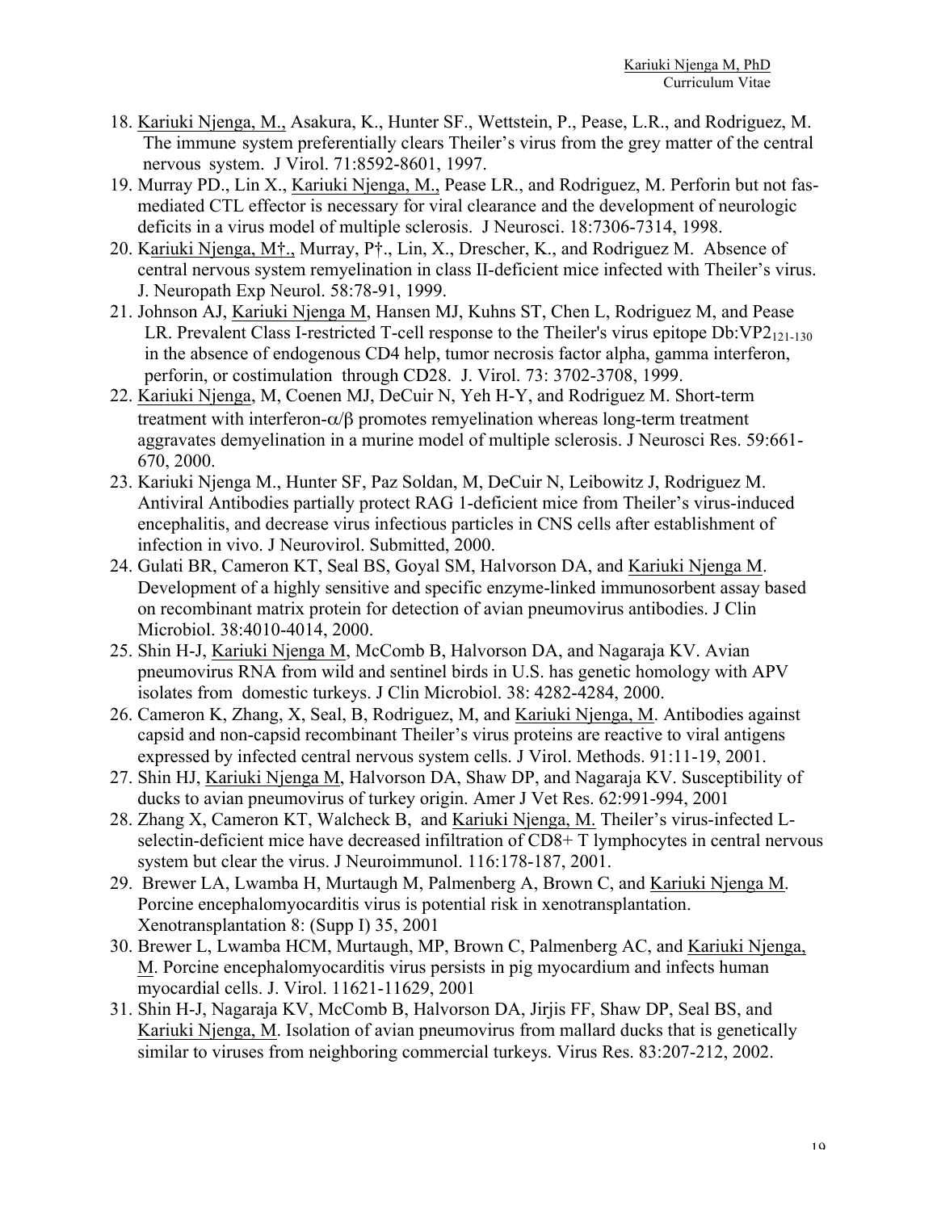18. Kariuki Njenga, M., Asakura, K., Hunter SF., Wettstein, P., Pease, L.R., and Rodriguez, M. The immune system preferentially clears Theiler's virus from the grey matter of the central nervous system. J Virol. 71:8592-8601, 1997.
19. Murray PD., Lin X., Kariuki Njenga, M., Pease LR., and Rodriguez, M. Perforin but not fas-mediated CTL effector is necessary for viral clearance and the development of neurologic deficits in a virus model of multiple sclerosis. J Neurosci. 18:7306-7314, 1998.
20. Kariuki Njenga, M†., Murray, P†., Lin, X., Drescher, K., and Rodriguez M. Absence of central nervous system remyelination in class II-deficient mice infected with Theiler's virus. J. Neuropath Exp Neurol. 58:78-91, 1999.
21. Johnson AJ, Kariuki Njenga M, Hansen MJ, Kuhns ST, Chen L, Rodriguez M, and Pease LR. Prevalent Class I-restricted T-cell response to the Theiler's virus epitope Db:VP$2_{121-130}$ in the absence of endogenous CD4 help, tumor necrosis factor alpha, gamma interferon, perforin, or costimulation through CD28. J. Virol. 73: 3702-3708, 1999.
22. Kariuki Njenga, M, Coenen MJ, DeCuir N, Yeh H-Y, and Rodriguez M. Short-term treatment with interferon-$\alpha/\beta$ promotes remyelination whereas long-term treatment aggravates demyelination in a murine model of multiple sclerosis. J Neurosci Res. 59:661-670, 2000.
23. Kariuki Njenga M., Hunter SF, Paz Soldan, M, DeCuir N, Leibowitz J, Rodriguez M. Antiviral Antibodies partially protect RAG 1-deficient mice from Theiler's virus-induced encephalitis, and decrease virus infectious particles in CNS cells after establishment of infection in vivo. J Neurovirol. Submitted, 2000.
24. Gulati BR, Cameron KT, Seal BS, Goyal SM, Halvorson DA, and Kariuki Njenga M. Development of a highly sensitive and specific enzyme-linked immunosorbent assay based on recombinant matrix protein for detection of avian pneumovirus antibodies. J Clin Microbiol. 38:4010-4014, 2000.
25. Shin H-J, Kariuki Njenga M, McComb B, Halvorson DA, and Nagaraja KV. Avian pneumovirus RNA from wild and sentinel birds in U.S. has genetic homology with APV isolates from domestic turkeys. J Clin Microbiol. 38: 4282-4284, 2000.
26. Cameron K, Zhang, X, Seal, B, Rodriguez, M, and Kariuki Njenga, M. Antibodies against capsid and non-capsid recombinant Theiler's virus proteins are reactive to viral antigens expressed by infected central nervous system cells. J Virol. Methods. 91:11-19, 2001.
27. Shin HJ, Kariuki Njenga M, Halvorson DA, Shaw DP, and Nagaraja KV. Susceptibility of ducks to avian pneumovirus of turkey origin. Amer J Vet Res. 62:991-994, 2001
28. Zhang X, Cameron KT, Walcheck B, and Kariuki Njenga, M. Theiler's virus-infected L-selectin-deficient mice have decreased infiltration of CD8+ T lymphocytes in central nervous system but clear the virus. J Neuroimmunol. 116:178-187, 2001.
29. Brewer LA, Lwamba H, Murtaugh M, Palmenberg A, Brown C, and Kariuki Njenga M. Porcine encephalomyocarditis virus is potential risk in xenotransplantation. Xenotransplantation 8: (Supp I) 35, 2001
30. Brewer L, Lwamba HCM, Murtaugh, MP, Brown C, Palmenberg AC, and Kariuki Njenga, M. Porcine encephalomyocarditis virus persists in pig myocardium and infects human myocardial cells. J. Virol. 11621-11629, 2001
31. Shin H-J, Nagaraja KV, McComb B, Halvorson DA, Jirjis FF, Shaw DP, Seal BS, and Kariuki Njenga, M. Isolation of avian pneumovirus from mallard ducks that is genetically similar to viruses from neighboring commercial turkeys. Virus Res. 83:207-212, 2002.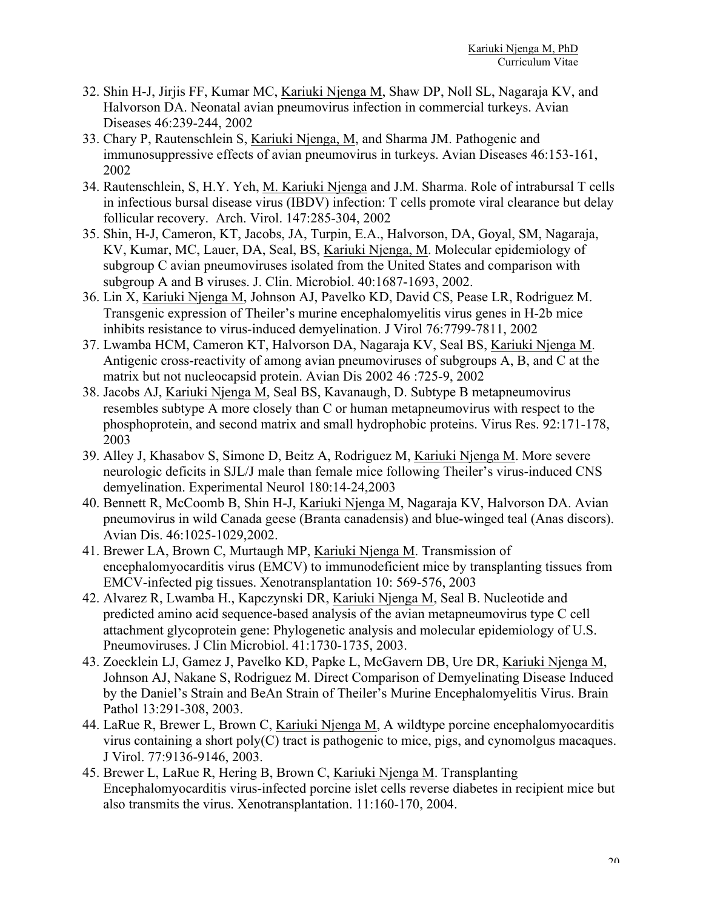32. Shin H-J, Jirjis FF, Kumar MC, Kariuki Njenga M, Shaw DP, Noll SL, Nagaraja KV, and Halvorson DA. Neonatal avian pneumovirus infection in commercial turkeys. Avian Diseases 46:239-244, 2002
33. Chary P, Rautenschlein S, Kariuki Njenga, M, and Sharma JM. Pathogenic and immunosuppressive effects of avian pneumovirus in turkeys. Avian Diseases 46:153-161, 2002
34. Rautenschlein, S, H.Y. Yeh, M. Kariuki Njenga and J.M. Sharma. Role of intrabursal T cells in infectious bursal disease virus (IBDV) infection: T cells promote viral clearance but delay follicular recovery. Arch. Virol. 147:285-304, 2002
35. Shin, H-J, Cameron, KT, Jacobs, JA, Turpin, E.A., Halvorson, DA, Goyal, SM, Nagaraja, KV, Kumar, MC, Lauer, DA, Seal, BS, Kariuki Njenga, M. Molecular epidemiology of subgroup C avian pneumoviruses isolated from the United States and comparison with subgroup A and B viruses. J. Clin. Microbiol. 40:1687-1693, 2002.
36. Lin X, Kariuki Njenga M, Johnson AJ, Pavelko KD, David CS, Pease LR, Rodriguez M. Transgenic expression of Theiler's murine encephalomyelitis virus genes in H-2b mice inhibits resistance to virus-induced demyelination. J Virol 76:7799-7811, 2002
37. Lwamba HCM, Cameron KT, Halvorson DA, Nagaraja KV, Seal BS, Kariuki Njenga M. Antigenic cross-reactivity of among avian pneumoviruses of subgroups A, B, and C at the matrix but not nucleocapsid protein. Avian Dis 2002 46 :725-9, 2002
38. Jacobs AJ, Kariuki Njenga M, Seal BS, Kavanaugh, D. Subtype B metapneumovirus resembles subtype A more closely than C or human metapneumovirus with respect to the phosphoprotein, and second matrix and small hydrophobic proteins. Virus Res. 92:171-178, 2003
39. Alley J, Khasabov S, Simone D, Beitz A, Rodriguez M, Kariuki Njenga M. More severe neurologic deficits in SJL/J male than female mice following Theiler's virus-induced CNS demyelination. Experimental Neurol 180:14-24,2003
40. Bennett R, McComb B, Shin H-J, Kariuki Njenga M, Nagaraja KV, Halvorson DA. Avian pneumovirus in wild Canada geese (Branta canadensis) and blue-winged teal (Anas discors). Avian Dis. 46:1025-1029,2002.
41. Brewer LA, Brown C, Murtaugh MP, Kariuki Njenga M. Transmission of encephalomyocarditis virus (EMCV) to immunodeficient mice by transplanting tissues from EMCV-infected pig tissues. Xenotransplantation 10: 569-576, 2003
42. Alvarez R, Lwamba H., Kapczynski DR, Kariuki Njenga M, Seal B. Nucleotide and predicted amino acid sequence-based analysis of the avian metapneumovirus type C cell attachment glycoprotein gene: Phylogenetic analysis and molecular epidemiology of U.S. Pneumoviruses. J Clin Microbiol. 41:1730-1735, 2003.
43. Zoecklein LJ, Gamez J, Pavelko KD, Papke L, McGavern DB, Ure DR, Kariuki Njenga M, Johnson AJ, Nakane S, Rodriguez M. Direct Comparison of Demyelinating Disease Induced by the Daniel's Strain and BeAn Strain of Theiler's Murine Encephalomyelitis Virus. Brain Pathol 13:291-308, 2003.
44. LaRue R, Brewer L, Brown C, Kariuki Njenga M, A wildtype porcine encephalomyocarditis virus containing a short poly(C) tract is pathogenic to mice, pigs, and cynomolgus macaques. J Virol. 77:9136-9146, 2003.
45. Brewer L, LaRue R, Hering B, Brown C, Kariuki Njenga M. Transplanting Encephalomyocarditis virus-infected porcine islet cells reverse diabetes in recipient mice but also transmits the virus. Xenotransplantation. 11:160-170, 2004.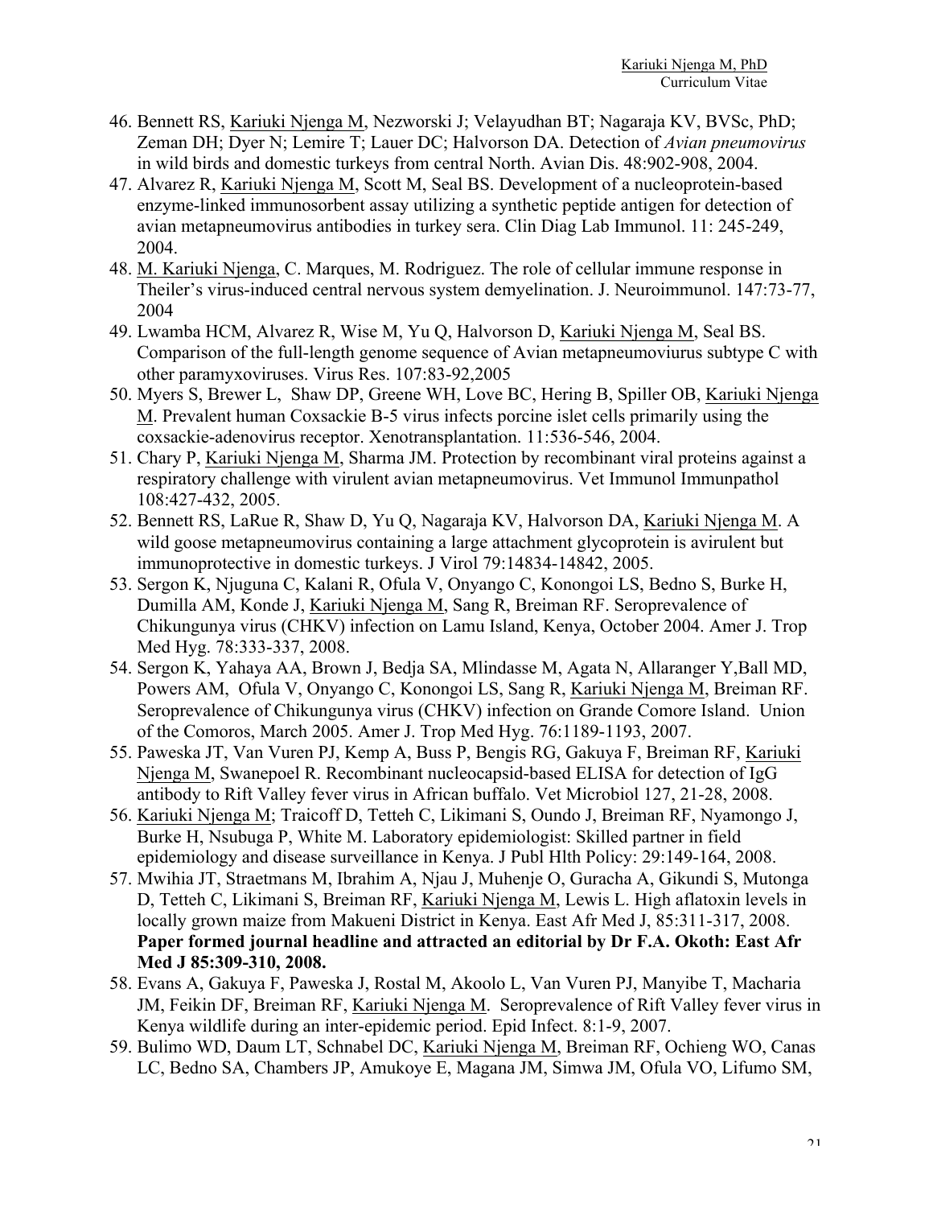46. Bennett RS, Kariuki Njenga M, Nezworski J; Velayudhan BT; Nagaraja KV, BVSc, PhD; Zeman DH; Dyer N; Lemire T; Lauer DC; Halvorson DA. Detection of *Avian pneumovirus* in wild birds and domestic turkeys from central North. Avian Dis. 48:902-908, 2004.
47. Alvarez R, Kariuki Njenga M, Scott M, Seal BS. Development of a nucleoprotein-based enzyme-linked immunosorbent assay utilizing a synthetic peptide antigen for detection of avian metapneumovirus antibodies in turkey sera. Clin Diag Lab Immunol. 11: 245-249, 2004.
48. M. Kariuki Njenga, C. Marques, M. Rodriguez. The role of cellular immune response in Theiler's virus-induced central nervous system demyelination. J. Neuroimmunol. 147:73-77, 2004
49. Lwamba HCM, Alvarez R, Wise M, Yu Q, Halvorson D, Kariuki Njenga M, Seal BS. Comparison of the full-length genome sequence of Avian metapneumoviurus subtype C with other paramyxoviruses. Virus Res. 107:83-92,2005
50. Myers S, Brewer L, Shaw DP, Greene WH, Love BC, Hering B, Spiller OB, Kariuki Njenga M. Prevalent human Coxsackie B-5 virus infects porcine islet cells primarily using the coxsackie-adenovirus receptor. Xenotransplantation. 11:536-546, 2004.
51. Chary P, Kariuki Njenga M, Sharma JM. Protection by recombinant viral proteins against a respiratory challenge with virulent avian metapneumovirus. Vet Immunol Immunpathol 108:427-432, 2005.
52. Bennett RS, LaRue R, Shaw D, Yu Q, Nagaraja KV, Halvorson DA, Kariuki Njenga M. A wild goose metapneumovirus containing a large attachment glycoprotein is avirulent but immunoprotective in domestic turkeys. J Virol 79:14834-14842, 2005.
53. Sergon K, Njuguna C, Kalani R, Ofula V, Onyango C, Konongoi LS, Bedno S, Burke H, Dumilla AM, Konde J, Kariuki Njenga M, Sang R, Breiman RF. Seroprevalence of Chikungunya virus (CHKV) infection on Lamu Island, Kenya, October 2004. Amer J. Trop Med Hyg. 78:333-337, 2008.
54. Sergon K, Yahaya AA, Brown J, Bedja SA, Mlindasse M, Agata N, Allaranger Y,Ball MD, Powers AM, Ofula V, Onyango C, Konongoi LS, Sang R, Kariuki Njenga M, Breiman RF. Seroprevalence of Chikungunya virus (CHKV) infection on Grande Comore Island. Union of the Comoros, March 2005. Amer J. Trop Med Hyg. 76:1189-1193, 2007.
55. Paweska JT, Van Vuren PJ, Kemp A, Buss P, Bengis RG, Gakuya F, Breiman RF, Kariuki Njenga M, Swanepoel R. Recombinant nucleocapsid-based ELISA for detection of IgG antibody to Rift Valley fever virus in African buffalo. Vet Microbiol 127, 21-28, 2008.
56. Kariuki Njenga M; Traicoff D, Tetteh C, Likimani S, Oundo J, Breiman RF, Nyamongo J, Burke H, Nsubuga P, White M. Laboratory epidemiologist: Skilled partner in field epidemiology and disease surveillance in Kenya. J Publ Hlth Policy: 29:149-164, 2008.
57. Mwihia JT, Straetmans M, Ibrahim A, Njau J, Muhenje O, Guracha A, Gikundi S, Mutonga D, Tetteh C, Likimani S, Breiman RF, Kariuki Njenga M, Lewis L. High aflatoxin levels in locally grown maize from Makueni District in Kenya. East Afr Med J, 85:311-317, 2008. **Paper formed journal headline and attracted an editorial by Dr F.A. Okoth: East Afr Med J 85:309-310, 2008.**
58. Evans A, Gakuya F, Paweska J, Rostal M, Akoolo L, Van Vuren PJ, Manyibe T, Macharia JM, Feikin DF, Breiman RF, Kariuki Njenga M. Seroprevalence of Rift Valley fever virus in Kenya wildlife during an inter-epidemic period. Epid Infect. 8:1-9, 2007.
59. Bulimo WD, Daum LT, Schnabel DC, Kariuki Njenga M, Breiman RF, Ochieng WO, Canas LC, Bedno SA, Chambers JP, Amukoye E, Magana JM, Simwa JM, Ofula VO, Lifumo SM,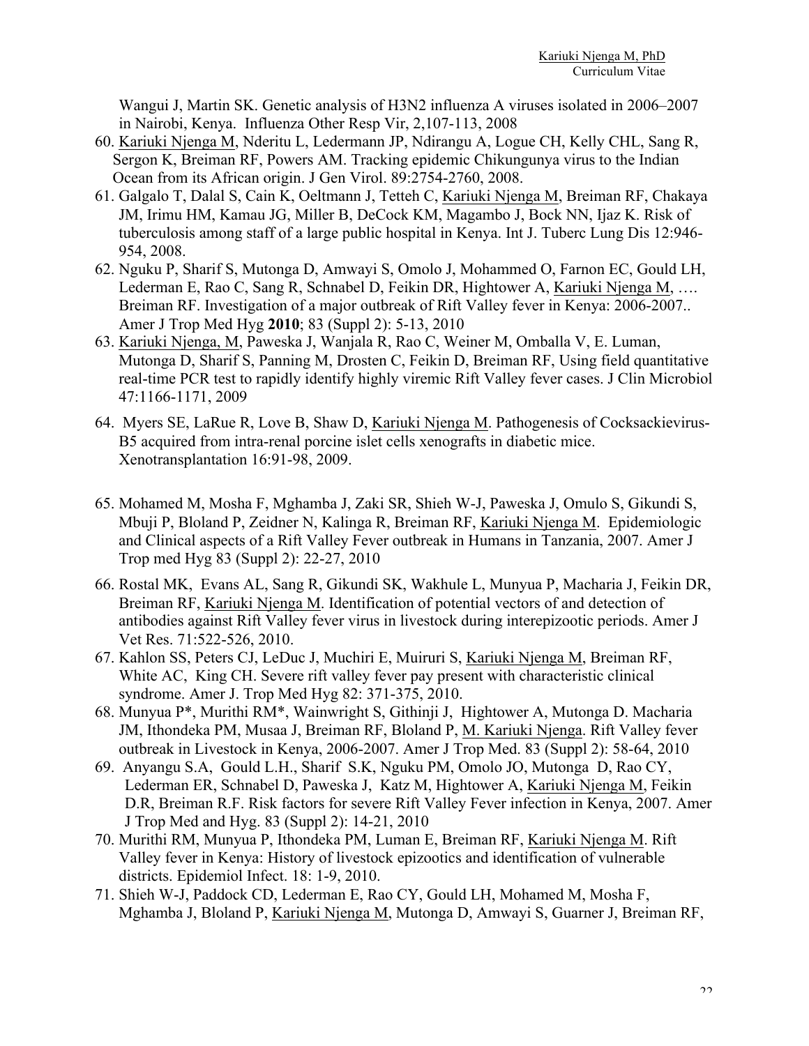Wangui J, Martin SK. Genetic analysis of H3N2 influenza A viruses isolated in 2006–2007 in Nairobi, Kenya. Influenza Other Resp Vir, 2,107-113, 2008

60. Kariuki Njenga M, Nderitu L, Ledermann JP, Ndirangu A, Logue CH, Kelly CHL, Sang R, Sergon K, Breiman RF, Powers AM. Tracking epidemic Chikungunya virus to the Indian Ocean from its African origin. J Gen Virol. 89:2754-2760, 2008.
61. Galgalo T, Dalal S, Cain K, Oeltmann J, Tetteh C, Kariuki Njenga M, Breiman RF, Chakaya JM, Irimu HM, Kamau JG, Miller B, DeCock KM, Magambo J, Bock NN, Ijaz K. Risk of tuberculosis among staff of a large public hospital in Kenya. Int J. Tuberc Lung Dis 12:946-954, 2008.
62. Nguku P, Sharif S, Mutonga D, Amwayi S, Omolo J, Mohammed O, Farnon EC, Gould LH, Lederman E, Rao C, Sang R, Schnabel D, Feikin DR, Hightower A, Kariuki Njenga M, …. Breiman RF. Investigation of a major outbreak of Rift Valley fever in Kenya: 2006-2007.. Amer J Trop Med Hyg **2010**; 83 (Suppl 2): 5-13, 2010
63. Kariuki Njenga, M, Paweska J, Wanjala R, Rao C, Weiner M, Omballa V, E. Luman, Mutonga D, Sharif S, Panning M, Drosten C, Feikin D, Breiman RF, Using field quantitative real-time PCR test to rapidly identify highly viremic Rift Valley fever cases. J Clin Microbiol 47:1166-1171, 2009
64. Myers SE, LaRue R, Love B, Shaw D, Kariuki Njenga M. Pathogenesis of Cocksackievirus-B5 acquired from intra-renal porcine islet cells xenografts in diabetic mice. Xenotransplantation 16:91-98, 2009.
65. Mohamed M, Mosha F, Mghamba J, Zaki SR, Shieh W-J, Paweska J, Omulo S, Gikundi S, Mbuji P, Bloland P, Zeidner N, Kalinga R, Breiman RF, Kariuki Njenga M. Epidemiologic and Clinical aspects of a Rift Valley Fever outbreak in Humans in Tanzania, 2007. Amer J Trop med Hyg 83 (Suppl 2): 22-27, 2010
66. Rostal MK, Evans AL, Sang R, Gikundi SK, Wakhule L, Munyua P, Macharia J, Feikin DR, Breiman RF, Kariuki Njenga M. Identification of potential vectors of and detection of antibodies against Rift Valley fever virus in livestock during interepizootic periods. Amer J Vet Res. 71:522-526, 2010.
67. Kahlon SS, Peters CJ, LeDuc J, Muchiri E, Muiruri S, Kariuki Njenga M, Breiman RF, White AC, King CH. Severe rift valley fever pay present with characteristic clinical syndrome. Amer J. Trop Med Hyg 82: 371-375, 2010.
68. Munyua P*, Murithi RM*, Wainwright S, Githinji J, Hightower A, Mutonga D. Macharia JM, Ithondeka PM, Musaa J, Breiman RF, Bloland P, M. Kariuki Njenga. Rift Valley fever outbreak in Livestock in Kenya, 2006-2007. Amer J Trop Med. 83 (Suppl 2): 58-64, 2010
69. Anyangu S.A, Gould L.H., Sharif S.K, Nguku PM, Omolo JO, Mutonga D, Rao CY, Lederman ER, Schnabel D, Paweska J, Katz M, Hightower A, Kariuki Njenga M, Feikin D.R, Breiman R.F. Risk factors for severe Rift Valley Fever infection in Kenya, 2007. Amer J Trop Med and Hyg. 83 (Suppl 2): 14-21, 2010
70. Murithi RM, Munyua P, Ithondeka PM, Luman E, Breiman RF, Kariuki Njenga M. Rift Valley fever in Kenya: History of livestock epizootics and identification of vulnerable districts. Epidemiol Infect. 18: 1-9, 2010.
71. Shieh W-J, Paddock CD, Lederman E, Rao CY, Gould LH, Mohamed M, Mosha F, Mghamba J, Bloland P, Kariuki Njenga M, Mutonga D, Amwayi S, Guarner J, Breiman RF,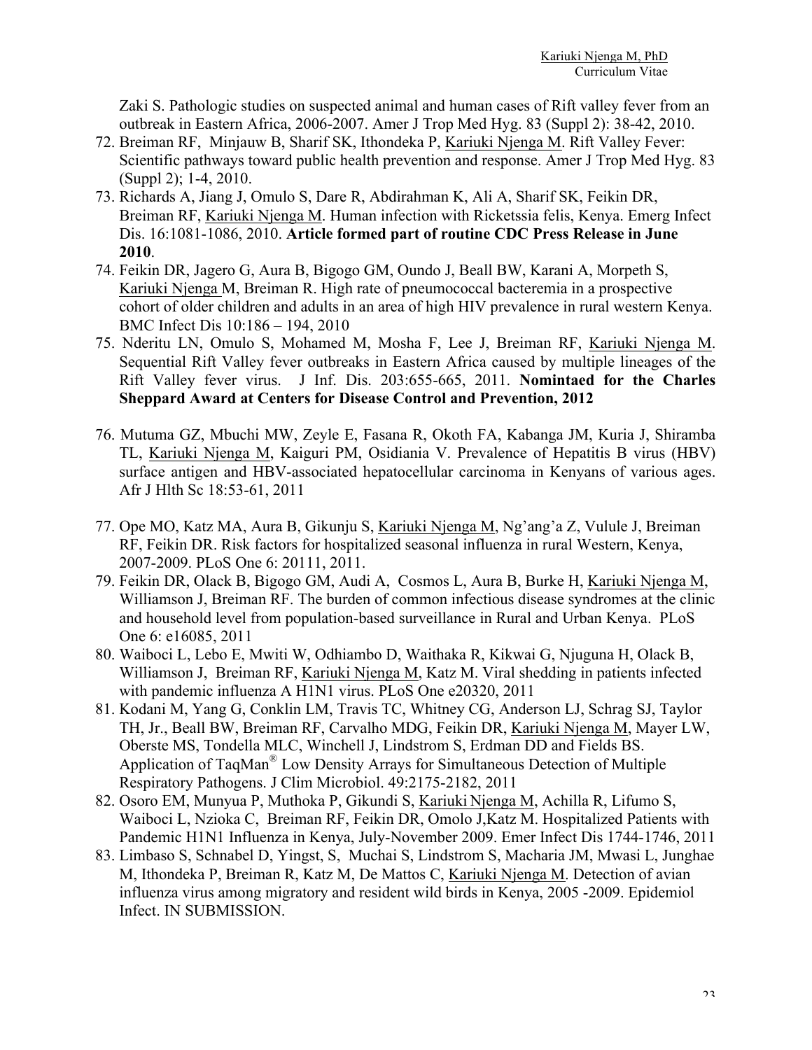Zaki S. Pathologic studies on suspected animal and human cases of Rift valley fever from an outbreak in Eastern Africa, 2006-2007. Amer J Trop Med Hyg. 83 (Suppl 2): 38-42, 2010.

72. Breiman RF, Minjauw B, Sharif SK, Ithondeka P, Kariuki Njenga M. Rift Valley Fever: Scientific pathways toward public health prevention and response. Amer J Trop Med Hyg. 83 (Suppl 2); 1-4, 2010.
73. Richards A, Jiang J, Omulo S, Dare R, Abdirahman K, Ali A, Sharif SK, Feikin DR, Breiman RF, Kariuki Njenga M. Human infection with Ricketssia felis, Kenya. Emerg Infect Dis. 16:1081-1086, 2010. **Article formed part of routine CDC Press Release in June 2010**.
74. Feikin DR, Jagero G, Aura B, Bigogo GM, Oundo J, Beall BW, Karani A, Morpeth S, Kariuki Njenga M, Breiman R. High rate of pneumococcal bacteremia in a prospective cohort of older children and adults in an area of high HIV prevalence in rural western Kenya. BMC Infect Dis 10:186 – 194, 2010
75. Nderitu LN, Omulo S, Mohamed M, Mosha F, Lee J, Breiman RF, Kariuki Njenga M. Sequential Rift Valley fever outbreaks in Eastern Africa caused by multiple lineages of the Rift Valley fever virus. J Inf. Dis. 203:655-665, 2011. **Nomintaed for the Charles Sheppard Award at Centers for Disease Control and Prevention, 2012**
76. Mutuma GZ, Mbuchi MW, Zeyle E, Fasana R, Okoth FA, Kabanga JM, Kuria J, Shiramba TL, Kariuki Njenga M, Kaiguri PM, Osidiania V. Prevalence of Hepatitis B virus (HBV) surface antigen and HBV-associated hepatocellular carcinoma in Kenyans of various ages. Afr J Hlth Sc 18:53-61, 2011
77. Ope MO, Katz MA, Aura B, Gikunju S, Kariuki Njenga M, Ng'ang'a Z, Vulule J, Breiman RF, Feikin DR. Risk factors for hospitalized seasonal influenza in rural Western, Kenya, 2007-2009. PLoS One 6: 20111, 2011.
79. Feikin DR, Olack B, Bigogo GM, Audi A, Cosmos L, Aura B, Burke H, Kariuki Njenga M, Williamson J, Breiman RF. The burden of common infectious disease syndromes at the clinic and household level from population-based surveillance in Rural and Urban Kenya. PLoS One 6: e16085, 2011
80. Waiboci L, Lebo E, Mwiti W, Odhiambo D, Waithaka R, Kikwai G, Njuguna H, Olack B, Williamson J, Breiman RF, Kariuki Njenga M, Katz M. Viral shedding in patients infected with pandemic influenza A H1N1 virus. PLoS One e20320, 2011
81. Kodani M, Yang G, Conklin LM, Travis TC, Whitney CG, Anderson LJ, Schrag SJ, Taylor TH, Jr., Beall BW, Breiman RF, Carvalho MDG, Feikin DR, Kariuki Njenga M, Mayer LW, Oberste MS, Tondella MLC, Winchell J, Lindstrom S, Erdman DD and Fields BS. Application of TaqMan® Low Density Arrays for Simultaneous Detection of Multiple Respiratory Pathogens. J Clim Microbiol. 49:2175-2182, 2011
82. Osoro EM, Munyua P, Muthoka P, Gikundi S, Kariuki Njenga M, Achilla R, Lifumo S, Waiboci L, Nzioka C, Breiman RF, Feikin DR, Omolo J,Katz M. Hospitalized Patients with Pandemic H1N1 Influenza in Kenya, July-November 2009. Emer Infect Dis 1744-1746, 2011
83. Limbaso S, Schnabel D, Yingst, S, Muchai S, Lindstrom S, Macharia JM, Mwasi L, Junghae M, Ithondeka P, Breiman R, Katz M, De Mattos C, Kariuki Njenga M. Detection of avian influenza virus among migratory and resident wild birds in Kenya, 2005 -2009. Epidemiol Infect. IN SUBMISSION.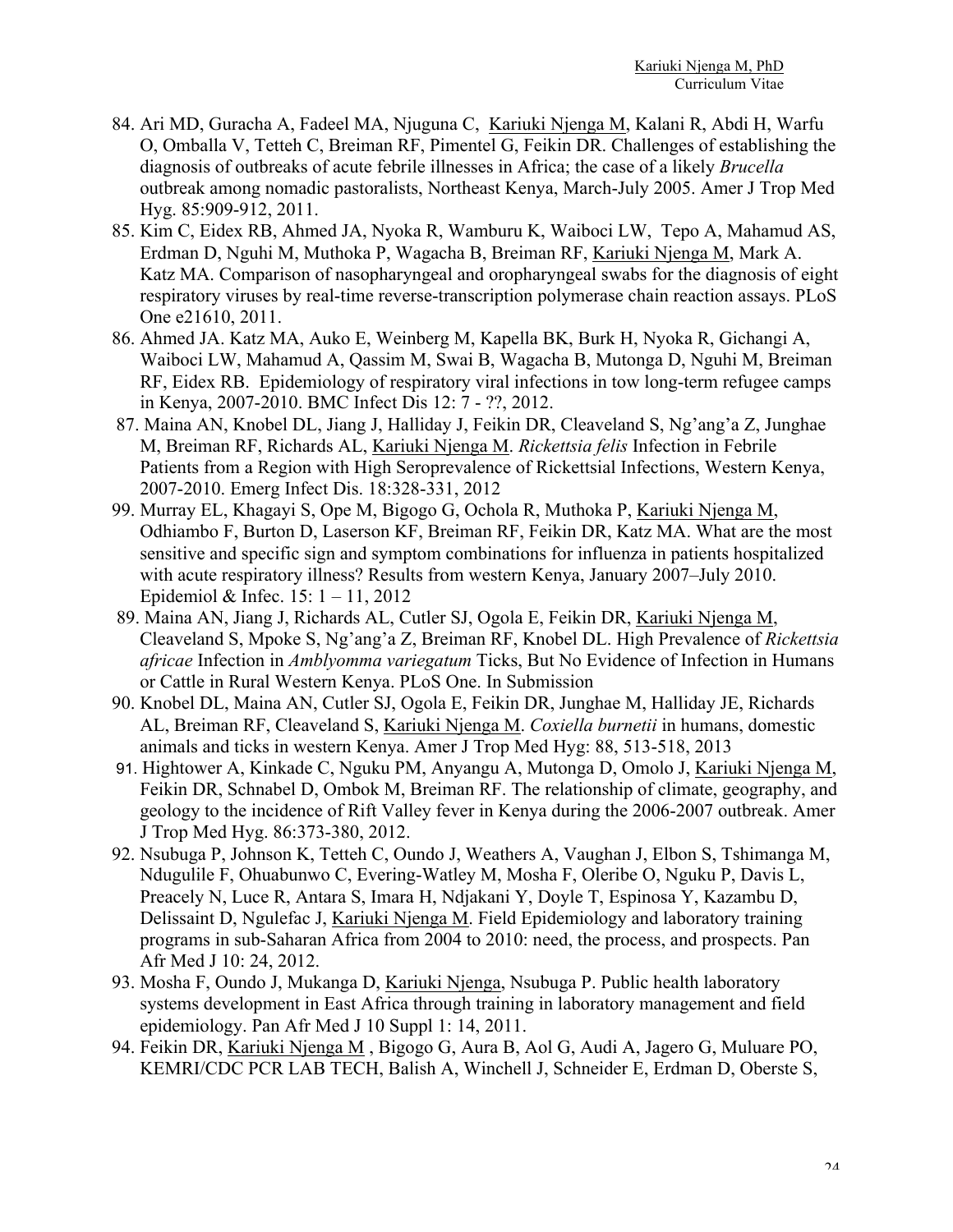84. Ari MD, Guracha A, Fadeel MA, Njuguna C, Kariuki Njenga M, Kalani R, Abdi H, Warfu O, Omballa V, Tetteh C, Breiman RF, Pimentel G, Feikin DR. Challenges of establishing the diagnosis of outbreaks of acute febrile illnesses in Africa; the case of a likely *Brucella* outbreak among nomadic pastoralists, Northeast Kenya, March-July 2005. Amer J Trop Med Hyg. 85:909-912, 2011.
85. Kim C, Eidex RB, Ahmed JA, Nyoka R, Wamburu K, Waiboci LW, Tepo A, Mahamud AS, Erdman D, Nguhi M, Muthoka P, Wagacha B, Breiman RF, Kariuki Njenga M, Mark A. Katz MA. Comparison of nasopharyngeal and oropharyngeal swabs for the diagnosis of eight respiratory viruses by real-time reverse-transcription polymerase chain reaction assays. PLoS One e21610, 2011.
86. Ahmed JA. Katz MA, Auko E, Weinberg M, Kapella BK, Burk H, Nyoka R, Gichangi A, Waiboci LW, Mahamud A, Qassim M, Swai B, Wagacha B, Mutonga D, Nguhi M, Breiman RF, Eidex RB. Epidemiology of respiratory viral infections in tow long-term refugee camps in Kenya, 2007-2010. BMC Infect Dis 12: 7 - ??, 2012.
87. Maina AN, Knobel DL, Jiang J, Halliday J, Feikin DR, Cleaveland S, Ng'ang'a Z, Junghae M, Breiman RF, Richards AL, Kariuki Njenga M. *Rickettsia felis* Infection in Febrile Patients from a Region with High Seroprevalence of Rickettsial Infections, Western Kenya, 2007-2010. Emerg Infect Dis. 18:328-331, 2012
99. Murray EL, Khagayi S, Ope M, Bigogo G, Ochola R, Muthoka P, Kariuki Njenga M, Odhiambo F, Burton D, Laserson KF, Breiman RF, Feikin DR, Katz MA. What are the most sensitive and specific sign and symptom combinations for influenza in patients hospitalized with acute respiratory illness? Results from western Kenya, January 2007–July 2010. Epidemiol & Infec. 15: 1 – 11, 2012
89. Maina AN, Jiang J, Richards AL, Cutler SJ, Ogola E, Feikin DR, Kariuki Njenga M, Cleaveland S, Mpoke S, Ng'ang'a Z, Breiman RF, Knobel DL. High Prevalence of *Rickettsia africae* Infection in *Amblyomma variegatum* Ticks, But No Evidence of Infection in Humans or Cattle in Rural Western Kenya. PLoS One. In Submission
90. Knobel DL, Maina AN, Cutler SJ, Ogola E, Feikin DR, Junghae M, Halliday JE, Richards AL, Breiman RF, Cleaveland S, Kariuki Njenga M. *Coxiella burnetii* in humans, domestic animals and ticks in western Kenya. Amer J Trop Med Hyg: 88, 513-518, 2013
91. Hightower A, Kinkade C, Nguku PM, Anyangu A, Mutonga D, Omolo J, Kariuki Njenga M, Feikin DR, Schnabel D, Ombok M, Breiman RF. The relationship of climate, geography, and geology to the incidence of Rift Valley fever in Kenya during the 2006-2007 outbreak. Amer J Trop Med Hyg. 86:373-380, 2012.
92. Nsubuga P, Johnson K, Tetteh C, Oundo J, Weathers A, Vaughan J, Elbon S, Tshimanga M, Ndugulile F, Ohuabunwo C, Evering-Watley M, Mosha F, Oleribe O, Nguku P, Davis L, Preacely N, Luce R, Antara S, Imara H, Ndjakani Y, Doyle T, Espinosa Y, Kazambu D, Delissaint D, Ngulefac J, Kariuki Njenga M. Field Epidemiology and laboratory training programs in sub-Saharan Africa from 2004 to 2010: need, the process, and prospects. Pan Afr Med J 10: 24, 2012.
93. Mosha F, Oundo J, Mukanga D, Kariuki Njenga, Nsubuga P. Public health laboratory systems development in East Africa through training in laboratory management and field epidemiology. Pan Afr Med J 10 Suppl 1: 14, 2011.
94. Feikin DR, Kariuki Njenga M , Bigogo G, Aura B, Aol G, Audi A, Jagero G, Muluare PO, KEMRI/CDC PCR LAB TECH, Balish A, Winchell J, Schneider E, Erdman D, Oberste S,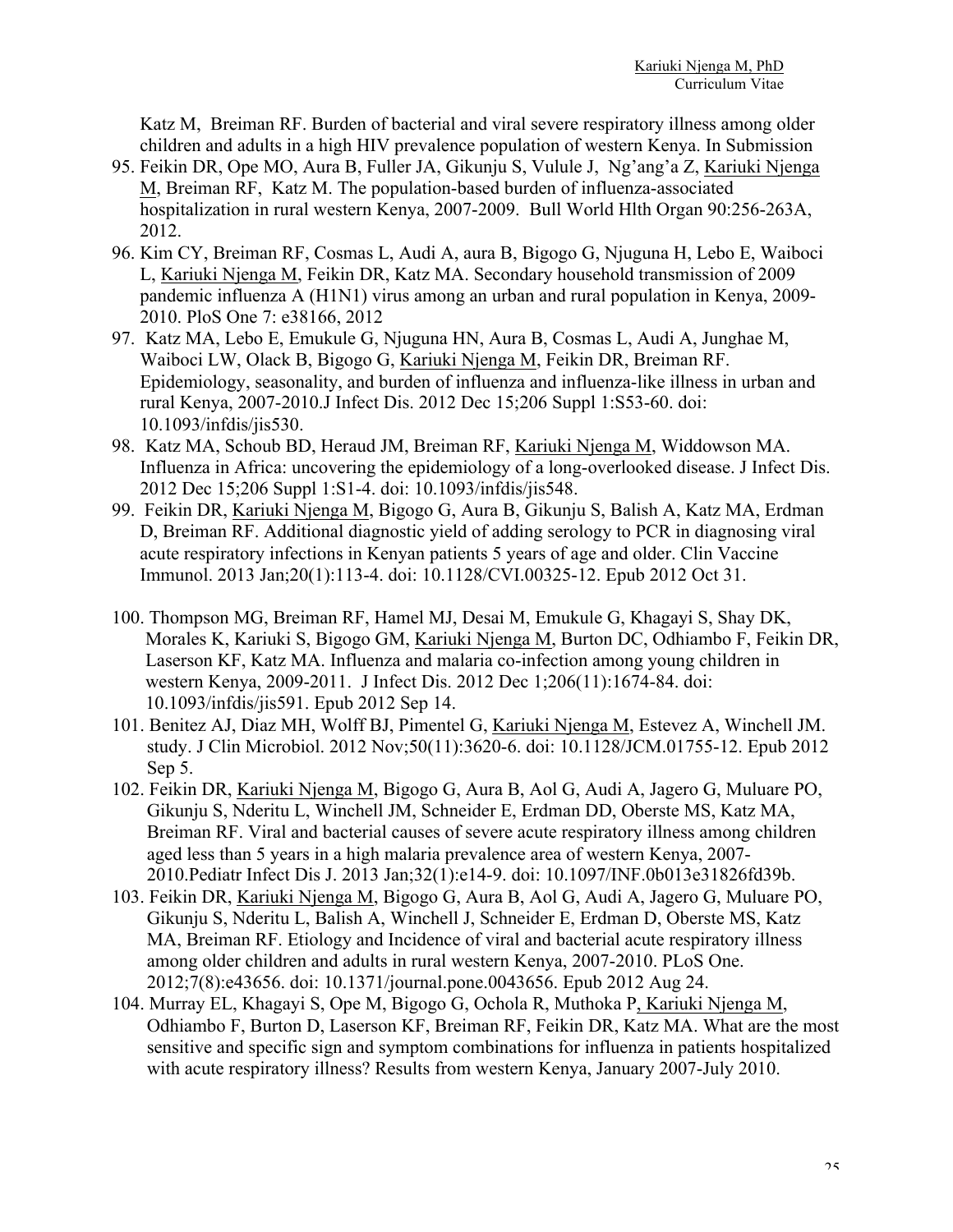Katz M, Breiman RF. Burden of bacterial and viral severe respiratory illness among older children and adults in a high HIV prevalence population of western Kenya. In Submission

95. Feikin DR, Ope MO, Aura B, Fuller JA, Gikunju S, Vulule J, Ng'ang'a Z, Kariuki Njenga M, Breiman RF, Katz M. The population-based burden of influenza-associated hospitalization in rural western Kenya, 2007-2009. Bull World Hlth Organ 90:256-263A, 2012.
96. Kim CY, Breiman RF, Cosmas L, Audi A, aura B, Bigogo G, Njuguna H, Lebo E, Waiboci L, Kariuki Njenga M, Feikin DR, Katz MA. Secondary household transmission of 2009 pandemic influenza A (H1N1) virus among an urban and rural population in Kenya, 2009-2010. PloS One 7: e38166, 2012
97. Katz MA, Lebo E, Emukule G, Njuguna HN, Aura B, Cosmas L, Audi A, Junghae M, Waiboci LW, Olack B, Bigogo G, Kariuki Njenga M, Feikin DR, Breiman RF. Epidemiology, seasonality, and burden of influenza and influenza-like illness in urban and rural Kenya, 2007-2010.J Infect Dis. 2012 Dec 15;206 Suppl 1:S53-60. doi: 10.1093/infdis/jis530.
98. Katz MA, Schoub BD, Heraud JM, Breiman RF, Kariuki Njenga M, Widdowson MA. Influenza in Africa: uncovering the epidemiology of a long-overlooked disease. J Infect Dis. 2012 Dec 15;206 Suppl 1:S1-4. doi: 10.1093/infdis/jis548.
99. Feikin DR, Kariuki Njenga M, Bigogo G, Aura B, Gikunju S, Balish A, Katz MA, Erdman D, Breiman RF. Additional diagnostic yield of adding serology to PCR in diagnosing viral acute respiratory infections in Kenyan patients 5 years of age and older. Clin Vaccine Immunol. 2013 Jan;20(1):113-4. doi: 10.1128/CVI.00325-12. Epub 2012 Oct 31.
100. Thompson MG, Breiman RF, Hamel MJ, Desai M, Emukule G, Khagayi S, Shay DK, Morales K, Kariuki S, Bigogo GM, Kariuki Njenga M, Burton DC, Odhiambo F, Feikin DR, Laserson KF, Katz MA. Influenza and malaria co-infection among young children in western Kenya, 2009-2011. J Infect Dis. 2012 Dec 1;206(11):1674-84. doi: 10.1093/infdis/jis591. Epub 2012 Sep 14.
101. Benitez AJ, Diaz MH, Wolff BJ, Pimentel G, Kariuki Njenga M, Estevez A, Winchell JM. study. J Clin Microbiol. 2012 Nov;50(11):3620-6. doi: 10.1128/JCM.01755-12. Epub 2012 Sep 5.
102. Feikin DR, Kariuki Njenga M, Bigogo G, Aura B, Aol G, Audi A, Jagero G, Muluare PO, Gikunju S, Nderitu L, Winchell JM, Schneider E, Erdman DD, Oberste MS, Katz MA, Breiman RF. Viral and bacterial causes of severe acute respiratory illness among children aged less than 5 years in a high malaria prevalence area of western Kenya, 2007-2010.Pediatr Infect Dis J. 2013 Jan;32(1):e14-9. doi: 10.1097/INF.0b013e31826fd39b.
103. Feikin DR, Kariuki Njenga M, Bigogo G, Aura B, Aol G, Audi A, Jagero G, Muluare PO, Gikunju S, Nderitu L, Balish A, Winchell J, Schneider E, Erdman D, Oberste MS, Katz MA, Breiman RF. Etiology and Incidence of viral and bacterial acute respiratory illness among older children and adults in rural western Kenya, 2007-2010. PLoS One. 2012;7(8):e43656. doi: 10.1371/journal.pone.0043656. Epub 2012 Aug 24.
104. Murray EL, Khagayi S, Ope M, Bigogo G, Ochola R, Muthoka P, Kariuki Njenga M, Odhiambo F, Burton D, Laserson KF, Breiman RF, Feikin DR, Katz MA. What are the most sensitive and specific sign and symptom combinations for influenza in patients hospitalized with acute respiratory illness? Results from western Kenya, January 2007-July 2010.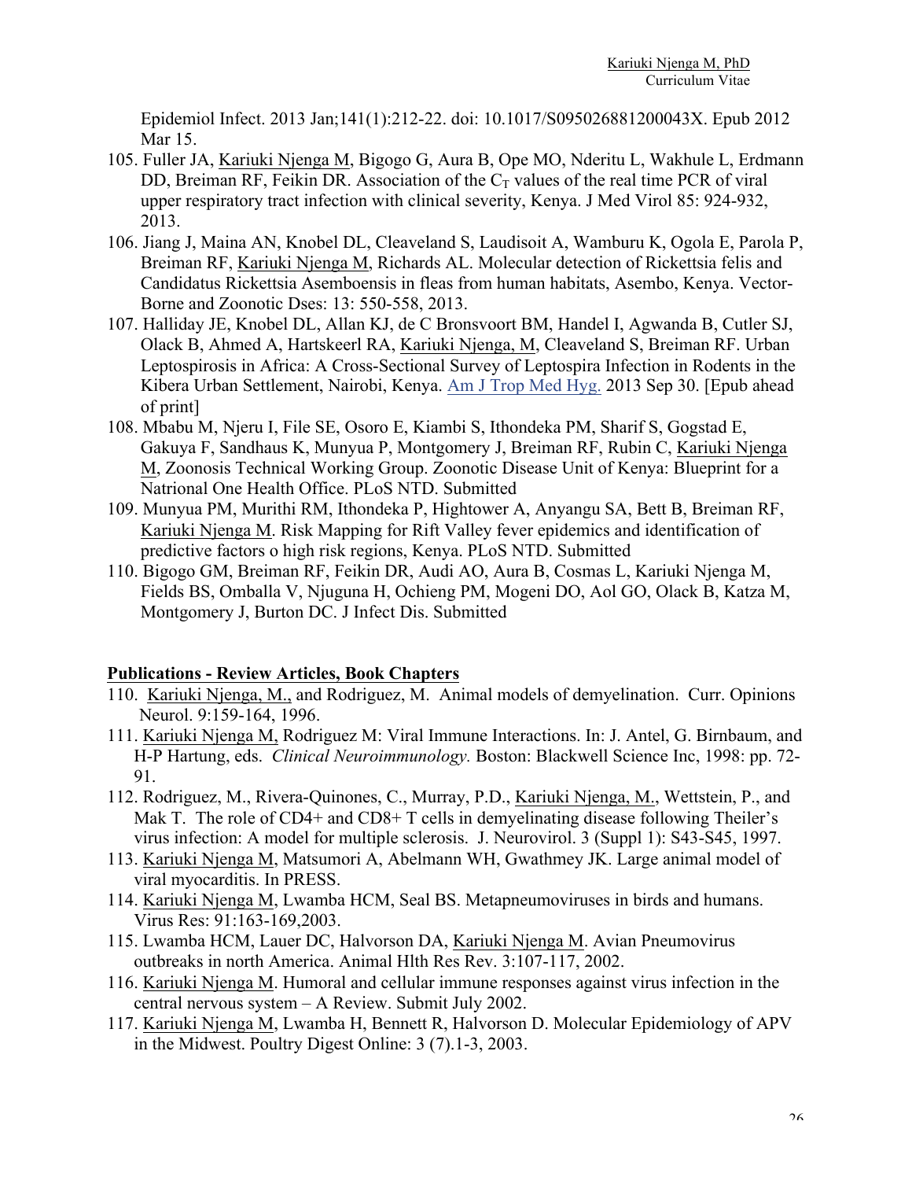Epidemiol Infect. 2013 Jan;141(1):212-22. doi: 10.1017/S095026881200043X. Epub 2012 Mar 15.

105. Fuller JA, Kariuki Njenga M, Bigogo G, Aura B, Ope MO, Nderitu L, Wakhule L, Erdmann DD, Breiman RF, Feikin DR. Association of the $C_T$ values of the real time PCR of viral upper respiratory tract infection with clinical severity, Kenya. J Med Virol 85: 924-932, 2013.
106. Jiang J, Maina AN, Knobel DL, Cleaveland S, Laudisoit A, Wamburu K, Ogola E, Parola P, Breiman RF, Kariuki Njenga M, Richards AL. Molecular detection of Rickettsia felis and Candidatus Rickettsia Asemboensis in fleas from human habitats, Asembo, Kenya. Vector-Borne and Zoonotic Dses: 13: 550-558, 2013.
107. Halliday JE, Knobel DL, Allan KJ, de C Bronsvoort BM, Handel I, Agwanda B, Cutler SJ, Olack B, Ahmed A, Hartskeerl RA, Kariuki Njenga, M, Cleaveland S, Breiman RF. Urban Leptospirosis in Africa: A Cross-Sectional Survey of Leptospira Infection in Rodents in the Kibera Urban Settlement, Nairobi, Kenya. Am J Trop Med Hyg. 2013 Sep 30. [Epub ahead of print]
108. Mbabu M, Njeru I, File SE, Osoro E, Kiambi S, Ithondeka PM, Sharif S, Gogstad E, Gakuya F, Sandhaus K, Munyua P, Montgomery J, Breiman RF, Rubin C, Kariuki Njenga M, Zoonosis Technical Working Group. Zoonotic Disease Unit of Kenya: Blueprint for a Natrional One Health Office. PLoS NTD. Submitted
109. Munyua PM, Murithi RM, Ithondeka P, Hightower A, Anyangu SA, Bett B, Breiman RF, Kariuki Njenga M. Risk Mapping for Rift Valley fever epidemics and identification of predictive factors o high risk regions, Kenya. PLoS NTD. Submitted
110. Bigogo GM, Breiman RF, Feikin DR, Audi AO, Aura B, Cosmas L, Kariuki Njenga M, Fields BS, Omballa V, Njuguna H, Ochieng PM, Mogeni DO, Aol GO, Olack B, Katza M, Montgomery J, Burton DC. J Infect Dis. Submitted

## Publications - Review Articles, Book Chapters

110. Kariuki Njenga, M., and Rodriguez, M. Animal models of demyelination. Curr. Opinions Neurol. 9:159-164, 1996.
111. Kariuki Njenga M, Rodriguez M: Viral Immune Interactions. In: J. Antel, G. Birnbaum, and H-P Hartung, eds. *Clinical Neuroimmunology.* Boston: Blackwell Science Inc, 1998: pp. 72-91.
112. Rodriguez, M., Rivera-Quinones, C., Murray, P.D., Kariuki Njenga, M., Wettstein, P., and Mak T. The role of CD4+ and CD8+ T cells in demyelinating disease following Theiler's virus infection: A model for multiple sclerosis. J. Neurovirol. 3 (Suppl 1): S43-S45, 1997.
113. Kariuki Njenga M, Matsumori A, Abelmann WH, Gwathmey JK. Large animal model of viral myocarditis. In PRESS.
114. Kariuki Njenga M, Lwamba HCM, Seal BS. Metapneumoviruses in birds and humans. Virus Res: 91:163-169,2003.
115. Lwamba HCM, Lauer DC, Halvorson DA, Kariuki Njenga M. Avian Pneumovirus outbreaks in north America. Animal Hlth Res Rev. 3:107-117, 2002.
116. Kariuki Njenga M. Humoral and cellular immune responses against virus infection in the central nervous system – A Review. Submit July 2002.
117. Kariuki Njenga M, Lwamba H, Bennett R, Halvorson D. Molecular Epidemiology of APV in the Midwest. Poultry Digest Online: 3 (7).1-3, 2003.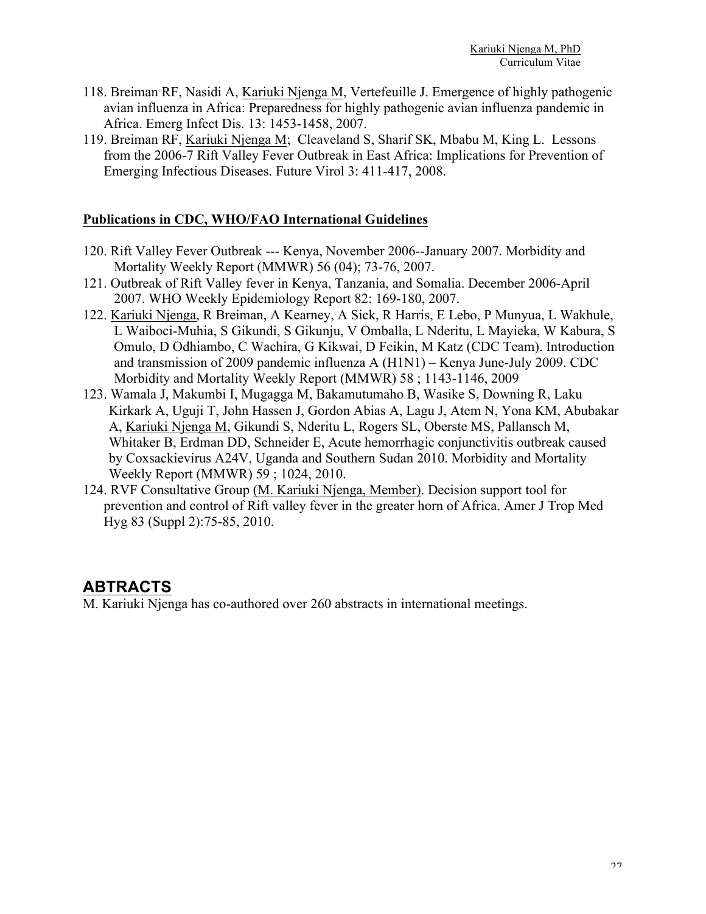118. Breiman RF, Nasidi A, Kariuki Njenga M, Vertefeuille J. Emergence of highly pathogenic avian influenza in Africa: Preparedness for highly pathogenic avian influenza pandemic in Africa. Emerg Infect Dis. 13: 1453-1458, 2007.
119. Breiman RF, Kariuki Njenga M; Cleaveland S, Sharif SK, Mbabu M, King L. Lessons from the 2006-7 Rift Valley Fever Outbreak in East Africa: Implications for Prevention of Emerging Infectious Diseases. Future Virol 3: 411-417, 2008.

**Publications in CDC, WHO/FAO International Guidelines**

120. Rift Valley Fever Outbreak --- Kenya, November 2006--January 2007. Morbidity and Mortality Weekly Report (MMWR) 56 (04); 73-76, 2007.
121. Outbreak of Rift Valley fever in Kenya, Tanzania, and Somalia. December 2006-April 2007. WHO Weekly Epidemiology Report 82: 169-180, 2007.
122. Kariuki Njenga, R Breiman, A Kearney, A Sick, R Harris, E Lebo, P Munyua, L Wakhule, L Waiboci-Muhia, S Gikundi, S Gikunju, V Omballa, L Nderitu, L Mayieka, W Kabura, S Omulo, D Odhiambo, C Wachira, G Kikwai, D Feikin, M Katz (CDC Team). Introduction and transmission of 2009 pandemic influenza A (H1N1) – Kenya June-July 2009. CDC Morbidity and Mortality Weekly Report (MMWR) 58 ; 1143-1146, 2009
123. Wamala J, Makumbi I, Mugagga M, Bakamutumaho B, Wasike S, Downing R, Laku Kirkark A, Uguji T, John Hassen J, Gordon Abias A, Lagu J, Atem N, Yona KM, Abubakar A, Kariuki Njenga M, Gikundi S, Nderitu L, Rogers SL, Oberste MS, Pallansch M, Whitaker B, Erdman DD, Schneider E, Acute hemorrhagic conjunctivitis outbreak caused by Coxsackievirus A24V, Uganda and Southern Sudan 2010. Morbidity and Mortality Weekly Report (MMWR) 59 ; 1024, 2010.
124. RVF Consultative Group (M. Kariuki Njenga, Member). Decision support tool for prevention and control of Rift valley fever in the greater horn of Africa. Amer J Trop Med Hyg 83 (Suppl 2):75-85, 2010.

## ABTRACTS

M. Kariuki Njenga has co-authored over 260 abstracts in international meetings.